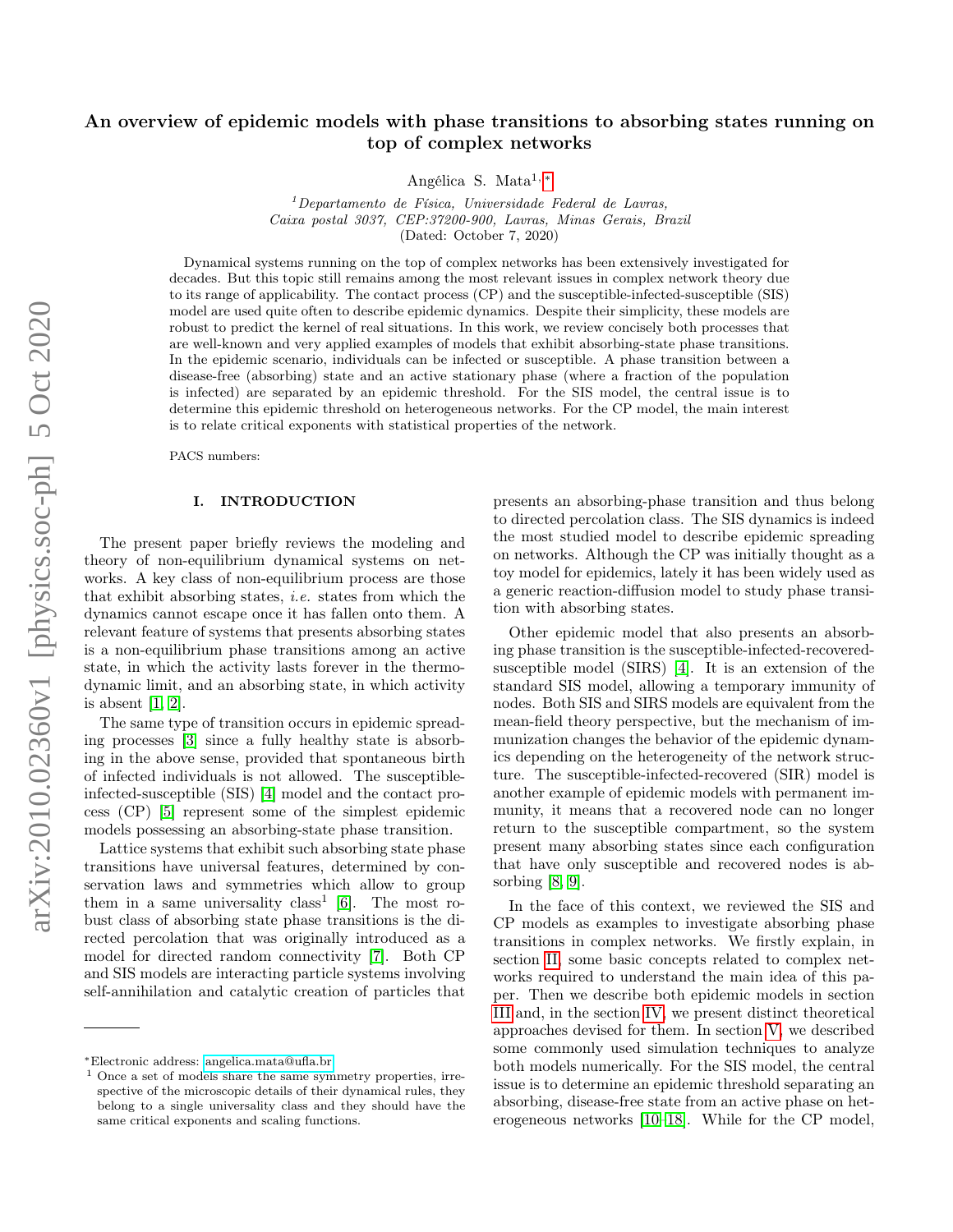# An overview of epidemic models with phase transitions to absorbing states running on top of complex networks

Angélica S. Mata[1,*]

[1] *Departamento de Física, Universidade Federal de Lavras, Caixa postal 3037, CEP:37200-900, Lavras, Minas Gerais, Brazil*

(Dated: October 7, 2020)

Dynamical systems running on the top of complex networks has been extensively investigated for decades. But this topic still remains among the most relevant issues in complex network theory due to its range of applicability. The contact process (CP) and the susceptible-infected-susceptible (SIS) model are used quite often to describe epidemic dynamics. Despite their simplicity, these models are robust to predict the kernel of real situations. In this work, we review concisely both processes that are well-known and very applied examples of models that exhibit absorbing-state phase transitions. In the epidemic scenario, individuals can be infected or susceptible. A phase transition between a disease-free (absorbing) state and an active stationary phase (where a fraction of the population is infected) are separated by an epidemic threshold. For the SIS model, the central issue is to determine this epidemic threshold on heterogeneous networks. For the CP model, the main interest is to relate critical exponents with statistical properties of the network.

PACS numbers:

## I. INTRODUCTION

The present paper briefly reviews the modeling and theory of non-equilibrium dynamical systems on networks. A key class of non-equilibrium process are those that exhibit absorbing states, *i.e.* states from which the dynamics cannot escape once it has fallen onto them. A relevant feature of systems that presents absorbing states is a non-equilibrium phase transitions among an active state, in which the activity lasts forever in the thermodynamic limit, and an absorbing state, in which activity is absent [1, 2].

The same type of transition occurs in epidemic spreading processes [3] since a fully healthy state is absorbing in the above sense, provided that spontaneous birth of infected individuals is not allowed. The susceptible-infected-susceptible (SIS) [4] model and the contact process (CP) [5] represent some of the simplest epidemic models possessing an absorbing-state phase transition.

Lattice systems that exhibit such absorbing state phase transitions have universal features, determined by conservation laws and symmetries which allow to group them in a same universality class[1] [6]. The most robust class of absorbing state phase transitions is the directed percolation that was originally introduced as a model for directed random connectivity [7]. Both CP and SIS models are interacting particle systems involving self-annihilation and catalytic creation of particles that presents an absorbing-phase transition and thus belong to directed percolation class. The SIS dynamics is indeed the most studied model to describe epidemic spreading on networks. Although the CP was initially thought as a toy model for epidemics, lately it has been widely used as a generic reaction-diffusion model to study phase transition with absorbing states.

Other epidemic model that also presents an absorbing phase transition is the susceptible-infected-recovered-susceptible model (SIRS) [4]. It is an extension of the standard SIS model, allowing a temporary immunity of nodes. Both SIS and SIRS models are equivalent from the mean-field theory perspective, but the mechanism of immunization changes the behavior of the epidemic dynamics depending on the heterogeneity of the network structure. The susceptible-infected-recovered (SIR) model is another example of epidemic models with permanent immunity, it means that a recovered node can no longer return to the susceptible compartment, so the system present many absorbing states since each configuration that have only susceptible and recovered nodes is absorbing [8, 9].

In the face of this context, we reviewed the SIS and CP models as examples to investigate absorbing phase transitions in complex networks. We firstly explain, in section II, some basic concepts related to complex networks required to understand the main idea of this paper. Then we describe both epidemic models in section III and, in the section IV, we present distinct theoretical approaches devised for them. In section V, we described some commonly used simulation techniques to analyze both models numerically. For the SIS model, the central issue is to determine an epidemic threshold separating an absorbing, disease-free state from an active phase on heterogeneous networks [10–18]. While for the CP model,

*Electronic address: angelica.mata@ufla.br

[1] Once a set of models share the same symmetry properties, irrespective of the microscopic details of their dynamical rules, they belong to a single universality class and they should have the same critical exponents and scaling functions.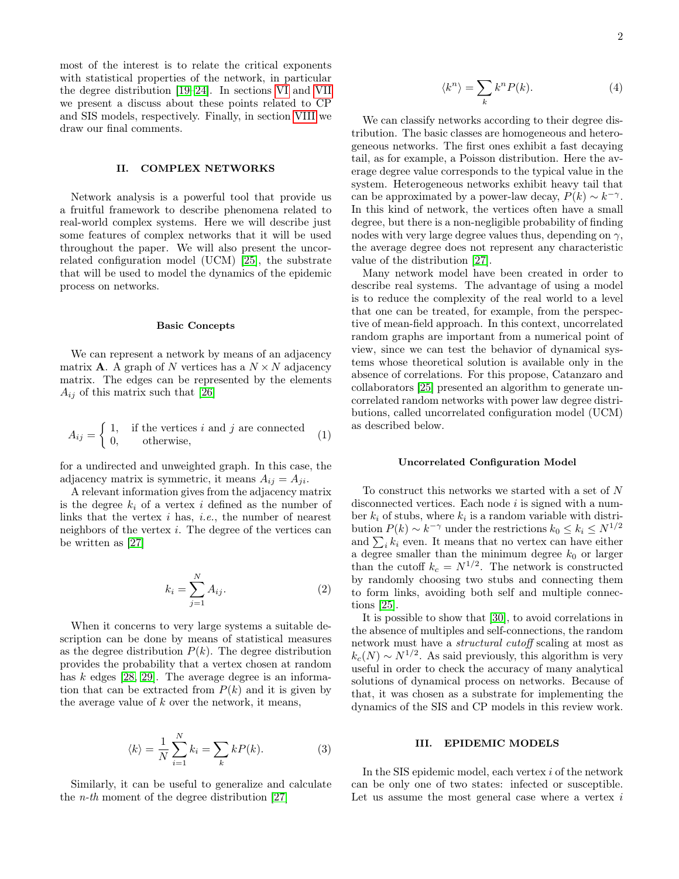most of the interest is to relate the critical exponents with statistical properties of the network, in particular the degree distribution [19–24]. In sections VI and VII we present a discuss about these points related to CP and SIS models, respectively. Finally, in section VIII we draw our final comments.

## II. COMPLEX NETWORKS

Network analysis is a powerful tool that provide us a fruitful framework to describe phenomena related to real-world complex systems. Here we will describe just some features of complex networks that it will be used throughout the paper. We will also present the uncorrelated configuration model (UCM) [25], the substrate that will be used to model the dynamics of the epidemic process on networks.

### Basic Concepts

We can represent a network by means of an adjacency matrix $\mathbf{A}$. A graph of $N$ vertices has a $N \times N$ adjacency matrix. The edges can be represented by the elements $A_{ij}$ of this matrix such that [26]

$$A_{ij} = \begin{cases} 1, & \text{if the vertices } i \text{ and } j \text{ are connected} \\ 0, & \text{otherwise,} \end{cases} \quad (1)$$

for a undirected and unweighted graph. In this case, the adjacency matrix is symmetric, it means $A_{ij} = A_{ji}$.

A relevant information gives from the adjacency matrix is the degree $k_i$ of a vertex $i$ defined as the number of links that the vertex $i$ has, *i.e.*, the number of nearest neighbors of the vertex $i$. The degree of the vertices can be written as [27]

$$k_i = \sum_{j=1}^{N} A_{ij}. \quad (2)$$

When it concerns to very large systems a suitable description can be done by means of statistical measures as the degree distribution $P(k)$. The degree distribution provides the probability that a vertex chosen at random has $k$ edges [28, 29]. The average degree is an information that can be extracted from $P(k)$ and it is given by the average value of $k$ over the network, it means,

$$\langle k \rangle = \frac{1}{N} \sum_{i=1}^{N} k_i = \sum_k k P(k). \quad (3)$$

Similarly, it can be useful to generalize and calculate the *n-th* moment of the degree distribution [27]

$$\langle k^n \rangle = \sum_k k^n P(k). \quad (4)$$

We can classify networks according to their degree distribution. The basic classes are homogeneous and heterogeneous networks. The first ones exhibit a fast decaying tail, as for example, a Poisson distribution. Here the average degree value corresponds to the typical value in the system. Heterogeneous networks exhibit heavy tail that can be approximated by a power-law decay, $P(k) \sim k^{-\gamma}$. In this kind of network, the vertices often have a small degree, but there is a non-negligible probability of finding nodes with very large degree values thus, depending on $\gamma$, the average degree does not represent any characteristic value of the distribution [27].

Many network model have been created in order to describe real systems. The advantage of using a model is to reduce the complexity of the real world to a level that one can be treated, for example, from the perspective of mean-field approach. In this context, uncorrelated random graphs are important from a numerical point of view, since we can test the behavior of dynamical systems whose theoretical solution is available only in the absence of correlations. For this propose, Catanzaro and collaborators [25] presented an algorithm to generate uncorrelated random networks with power law degree distributions, called uncorrelated configuration model (UCM) as described below.

### Uncorrelated Configuration Model

To construct this networks we started with a set of $N$ disconnected vertices. Each node $i$ is signed with a number $k_i$ of stubs, where $k_i$ is a random variable with distribution $P(k) \sim k^{-\gamma}$ under the restrictions $k_0 \leq k_i \leq N^{1/2}$ and $\sum_i k_i$ even. It means that no vertex can have either a degree smaller than the minimum degree $k_0$ or larger than the cutoff $k_c = N^{1/2}$. The network is constructed by randomly choosing two stubs and connecting them to form links, avoiding both self and multiple connections [25].

It is possible to show that [30], to avoid correlations in the absence of multiples and self-connections, the random network must have a *structural cutoff* scaling at most as $k_c(N) \sim N^{1/2}$. As said previously, this algorithm is very useful in order to check the accuracy of many analytical solutions of dynamical process on networks. Because of that, it was chosen as a substrate for implementing the dynamics of the SIS and CP models in this review work.

## III. EPIDEMIC MODELS

In the SIS epidemic model, each vertex $i$ of the network can be only one of two states: infected or susceptible. Let us assume the most general case where a vertex $i$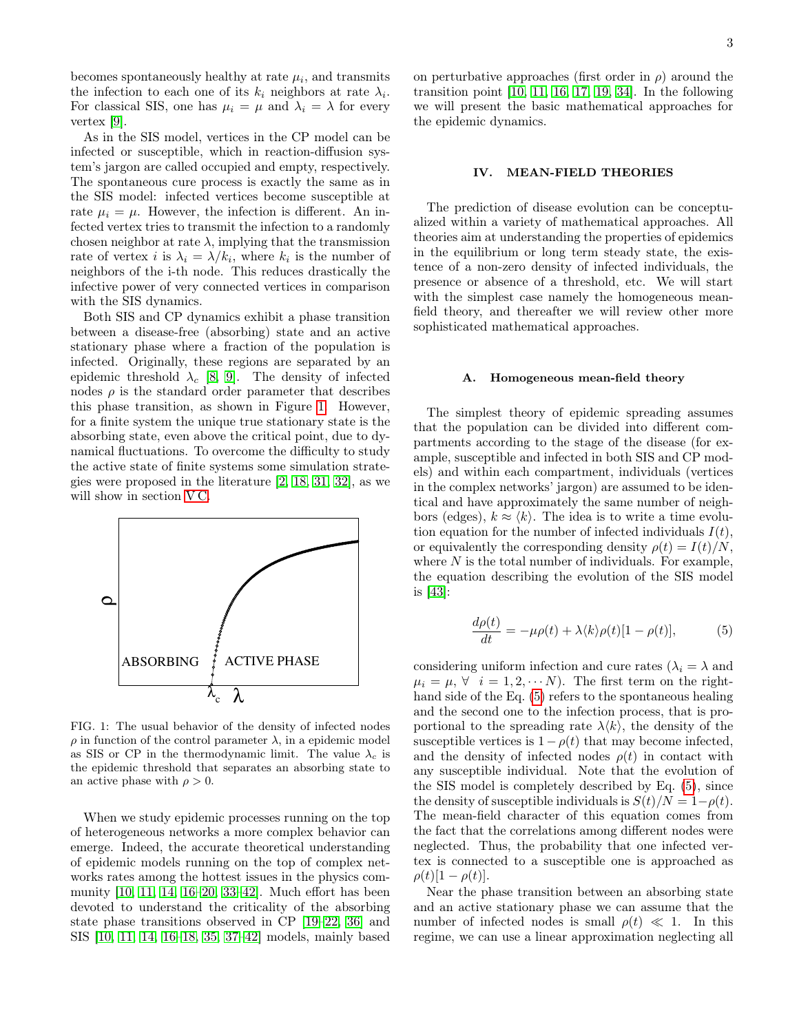becomes spontaneously healthy at rate $\mu_i$, and transmits the infection to each one of its $k_i$ neighbors at rate $\lambda_i$. For classical SIS, one has $\mu_i = \mu$ and $\lambda_i = \lambda$ for every vertex [9].

As in the SIS model, vertices in the CP model can be infected or susceptible, which in reaction-diffusion system's jargon are called occupied and empty, respectively. The spontaneous cure process is exactly the same as in the SIS model: infected vertices become susceptible at rate $\mu_i = \mu$. However, the infection is different. An infected vertex tries to transmit the infection to a randomly chosen neighbor at rate $\lambda$, implying that the transmission rate of vertex $i$ is $\lambda_i = \lambda/k_i$, where $k_i$ is the number of neighbors of the i-th node. This reduces drastically the infective power of very connected vertices in comparison with the SIS dynamics.

Both SIS and CP dynamics exhibit a phase transition between a disease-free (absorbing) state and an active stationary phase where a fraction of the population is infected. Originally, these regions are separated by an epidemic threshold $\lambda_c$ [8, 9]. The density of infected nodes $\rho$ is the standard order parameter that describes this phase transition, as shown in Figure 1. However, for a finite system the unique true stationary state is the absorbing state, even above the critical point, due to dynamical fluctuations. To overcome the difficulty to study the active state of finite systems some simulation strategies were proposed in the literature [2, 18, 31, 32], as we will show in section V C.

FIG. 1: The usual behavior of the density of infected nodes $\rho$ in function of the control parameter $\lambda$, in a epidemic model as SIS or CP in the thermodynamic limit. The value $\lambda_c$ is the epidemic threshold that separates an absorbing state to an active phase with $\rho > 0$.

When we study epidemic processes running on the top of heterogeneous networks a more complex behavior can emerge. Indeed, the accurate theoretical understanding of epidemic models running on the top of complex networks rates among the hottest issues in the physics community [10, 11, 14, 16–20, 33–42]. Much effort has been devoted to understand the criticality of the absorbing state phase transitions observed in CP [19–22, 36] and SIS [10, 11, 14, 16–18, 35, 37–42] models, mainly based on perturbative approaches (first order in $\rho$) around the transition point [10, 11, 16, 17, 19, 34]. In the following we will present the basic mathematical approaches for the epidemic dynamics.

## IV. MEAN-FIELD THEORIES

The prediction of disease evolution can be conceptualized within a variety of mathematical approaches. All theories aim at understanding the properties of epidemics in the equilibrium or long term steady state, the existence of a non-zero density of infected individuals, the presence or absence of a threshold, etc. We will start with the simplest case namely the homogeneous mean-field theory, and thereafter we will review other more sophisticated mathematical approaches.

### A. Homogeneous mean-field theory

The simplest theory of epidemic spreading assumes that the population can be divided into different compartments according to the stage of the disease (for example, susceptible and infected in both SIS and CP models) and within each compartment, individuals (vertices in the complex networks' jargon) are assumed to be identical and have approximately the same number of neighbors (edges), $k \approx \langle k \rangle$. The idea is to write a time evolution equation for the number of infected individuals $I(t)$, or equivalently the corresponding density $\rho(t) = I(t)/N$, where $N$ is the total number of individuals. For example, the equation describing the evolution of the SIS model is [43]:

$$\frac{d\rho(t)}{dt} = -\mu\rho(t) + \lambda\langle k\rangle\rho(t)[1-\rho(t)], \tag{5}$$

considering uniform infection and cure rates ($\lambda_i = \lambda$ and $\mu_i = \mu$, $\forall \;\; i = 1, 2, \cdots N$). The first term on the right-hand side of the Eq. (5) refers to the spontaneous healing and the second one to the infection process, that is proportional to the spreading rate $\lambda\langle k\rangle$, the density of the susceptible vertices is $1-\rho(t)$ that may become infected, and the density of infected nodes $\rho(t)$ in contact with any susceptible individual. Note that the evolution of the SIS model is completely described by Eq. (5), since the density of susceptible individuals is $S(t)/N = 1-\rho(t)$. The mean-field character of this equation comes from the fact that the correlations among different nodes were neglected. Thus, the probability that one infected vertex is connected to a susceptible one is approached as $\rho(t)[1-\rho(t)]$.

Near the phase transition between an absorbing state and an active stationary phase we can assume that the number of infected nodes is small $\rho(t) \ll 1$. In this regime, we can use a linear approximation neglecting all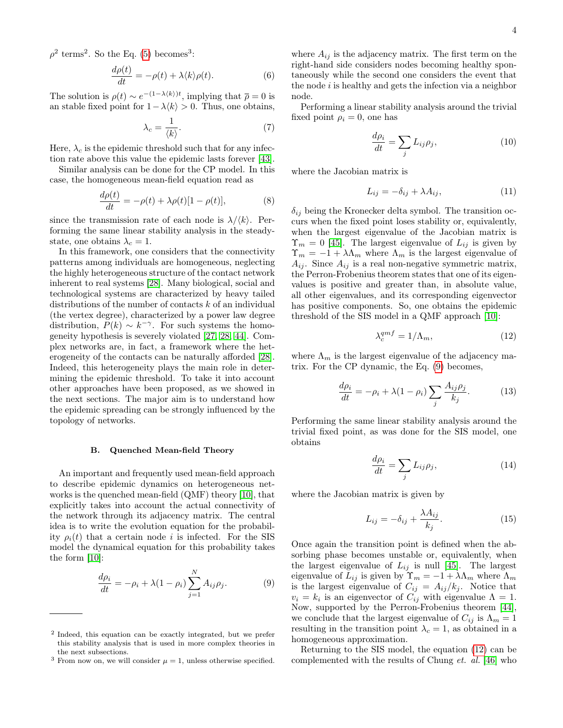$\rho^2$ terms[2]. So the Eq. (5) becomes[3]:

$$\frac{d\rho(t)}{dt} = -\rho(t) + \lambda\langle k\rangle\rho(t). \tag{6}$$

The solution is $\rho(t) \sim e^{-(1-\lambda\langle k\rangle)t}$, implying that $\overline{\rho} = 0$ is an stable fixed point for $1 - \lambda\langle k\rangle > 0$. Thus, one obtains,

$$\lambda_c = \frac{1}{\langle k\rangle}. \tag{7}$$

Here, $\lambda_c$ is the epidemic threshold such that for any infection rate above this value the epidemic lasts forever [43].

Similar analysis can be done for the CP model. In this case, the homogeneous mean-field equation read as

$$\frac{d\rho(t)}{dt} = -\rho(t) + \lambda\rho(t)[1-\rho(t)], \tag{8}$$

since the transmission rate of each node is $\lambda/\langle k\rangle$. Performing the same linear stability analysis in the steady-state, one obtains $\lambda_c = 1$.

In this framework, one considers that the connectivity patterns among individuals are homogeneous, neglecting the highly heterogeneous structure of the contact network inherent to real systems [28]. Many biological, social and technological systems are characterized by heavy tailed distributions of the number of contacts $k$ of an individual (the vertex degree), characterized by a power law degree distribution, $P(k) \sim k^{-\gamma}$. For such systems the homogeneity hypothesis is severely violated [27, 28, 44]. Complex networks are, in fact, a framework where the heterogeneity of the contacts can be naturally afforded [28]. Indeed, this heterogeneity plays the main role in determining the epidemic threshold. To take it into account other approaches have been proposed, as we showed in the next sections. The major aim is to understand how the epidemic spreading can be strongly influenced by the topology of networks.

### B. Quenched Mean-field Theory

An important and frequently used mean-field approach to describe epidemic dynamics on heterogeneous networks is the quenched mean-field (QMF) theory [10], that explicitly takes into account the actual connectivity of the network through its adjacency matrix. The central idea is to write the evolution equation for the probability $\rho_i(t)$ that a certain node $i$ is infected. For the SIS model the dynamical equation for this probability takes the form [10]:

$$\frac{d\rho_i}{dt} = -\rho_i + \lambda(1-\rho_i)\sum_{j=1}^{N} A_{ij}\rho_j. \tag{9}$$

where $A_{ij}$ is the adjacency matrix. The first term on the right-hand side considers nodes becoming healthy spontaneously while the second one considers the event that the node $i$ is healthy and gets the infection via a neighbor node.

Performing a linear stability analysis around the trivial fixed point $\rho_i = 0$, one has

$$\frac{d\rho_i}{dt} = \sum_j L_{ij}\rho_j, \tag{10}$$

where the Jacobian matrix is

$$L_{ij} = -\delta_{ij} + \lambda A_{ij}, \tag{11}$$

$\delta_{ij}$ being the Kronecker delta symbol. The transition occurs when the fixed point loses stability or, equivalently, when the largest eigenvalue of the Jacobian matrix is $\Upsilon_m = 0$ [45]. The largest eigenvalue of $L_{ij}$ is given by $\Upsilon_m = -1 + \lambda\Lambda_m$ where $\Lambda_m$ is the largest eigenvalue of $A_{ij}$. Since $A_{ij}$ is a real non-negative symmetric matrix, the Perron-Frobenius theorem states that one of its eigenvalues is positive and greater than, in absolute value, all other eigenvalues, and its corresponding eigenvector has positive components. So, one obtains the epidemic threshold of the SIS model in a QMF approach [10]:

$$\lambda_c^{qmf} = 1/\Lambda_m, \tag{12}$$

where $\Lambda_m$ is the largest eigenvalue of the adjacency matrix. For the CP dynamic, the Eq. (9) becomes,

$$\frac{d\rho_i}{dt} = -\rho_i + \lambda(1-\rho_i)\sum_j \frac{A_{ij}\rho_j}{k_j}. \tag{13}$$

Performing the same linear stability analysis around the trivial fixed point, as was done for the SIS model, one obtains

$$\frac{d\rho_i}{dt} = \sum_j L_{ij}\rho_j, \tag{14}$$

where the Jacobian matrix is given by

$$L_{ij} = -\delta_{ij} + \frac{\lambda A_{ij}}{k_j}. \tag{15}$$

Once again the transition point is defined when the absorbing phase becomes unstable or, equivalently, when the largest eigenvalue of $L_{ij}$ is null [45]. The largest eigenvalue of $L_{ij}$ is given by $\Upsilon_m = -1 + \lambda\Lambda_m$ where $\Lambda_m$ is the largest eigenvalue of $C_{ij} = A_{ij}/k_j$. Notice that $v_i = k_i$ is an eigenvector of $C_{ij}$ with eigenvalue $\Lambda = 1$. Now, supported by the Perron-Frobenius theorem [44], we conclude that the largest eigenvalue of $C_{ij}$ is $\Lambda_m = 1$ resulting in the transition point $\lambda_c = 1$, as obtained in a homogeneous approximation.

Returning to the SIS model, the equation (12) can be complemented with the results of Chung *et. al.* [46] who

---

[2] Indeed, this equation can be exactly integrated, but we prefer this stability analysis that is used in more complex theories in the next subsections.

[3] From now on, we will consider $\mu = 1$, unless otherwise specified.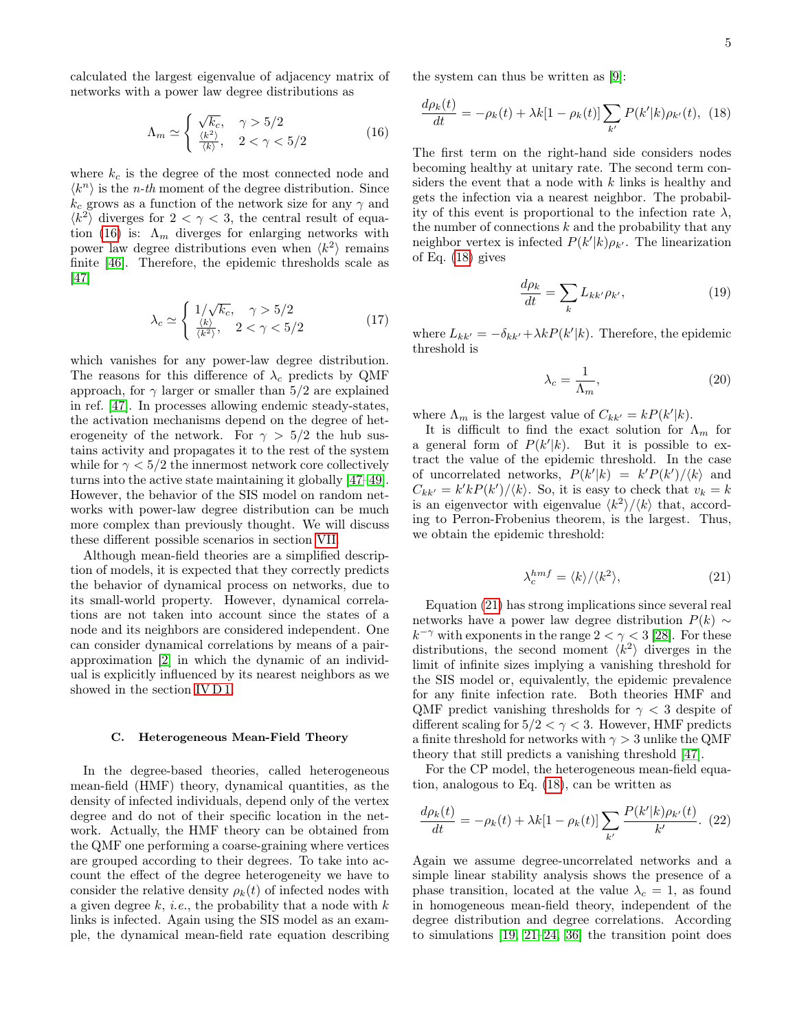calculated the largest eigenvalue of adjacency matrix of networks with a power law degree distributions as

$$\Lambda_m \simeq \begin{cases} \sqrt{k_c}, & \gamma > 5/2 \\ \frac{\langle k^2 \rangle}{\langle k \rangle}, & 2 < \gamma < 5/2 \end{cases} \tag{16}$$

where $k_c$ is the degree of the most connected node and $\langle k^n \rangle$ is the $n$-*th* moment of the degree distribution. Since $k_c$ grows as a function of the network size for any $\gamma$ and $\langle k^2 \rangle$ diverges for $2 < \gamma < 3$, the central result of equation (16) is: $\Lambda_m$ diverges for enlarging networks with power law degree distributions even when $\langle k^2 \rangle$ remains finite [46]. Therefore, the epidemic thresholds scale as [47]

$$\lambda_c \simeq \begin{cases} 1/\sqrt{k_c}, & \gamma > 5/2 \\ \frac{\langle k \rangle}{\langle k^2 \rangle}, & 2 < \gamma < 5/2 \end{cases} \tag{17}$$

which vanishes for any power-law degree distribution. The reasons for this difference of $\lambda_c$ predicts by QMF approach, for $\gamma$ larger or smaller than 5/2 are explained in ref. [47]. In processes allowing endemic steady-states, the activation mechanisms depend on the degree of heterogeneity of the network. For $\gamma > 5/2$ the hub sustains activity and propagates it to the rest of the system while for $\gamma < 5/2$ the innermost network core collectively turns into the active state maintaining it globally [47–49]. However, the behavior of the SIS model on random networks with power-law degree distribution can be much more complex than previously thought. We will discuss these different possible scenarios in section VII.

Although mean-field theories are a simplified description of models, it is expected that they correctly predicts the behavior of dynamical process on networks, due to its small-world property. However, dynamical correlations are not taken into account since the states of a node and its neighbors are considered independent. One can consider dynamical correlations by means of a pair-approximation [2] in which the dynamic of an individual is explicitly influenced by its nearest neighbors as we showed in the section IV D 1.

### C. Heterogeneous Mean-Field Theory

In the degree-based theories, called heterogeneous mean-field (HMF) theory, dynamical quantities, as the density of infected individuals, depend only of the vertex degree and do not of their specific location in the network. Actually, the HMF theory can be obtained from the QMF one performing a coarse-graining where vertices are grouped according to their degrees. To take into account the effect of the degree heterogeneity we have to consider the relative density $\rho_k(t)$ of infected nodes with a given degree $k$, *i.e.*, the probability that a node with $k$ links is infected. Again using the SIS model as an example, the dynamical mean-field rate equation describing the system can thus be written as [9]:

$$\frac{d\rho_k(t)}{dt} = -\rho_k(t) + \lambda k[1 - \rho_k(t)] \sum_{k'} P(k'|k)\rho_{k'}(t), \tag{18}$$

The first term on the right-hand side considers nodes becoming healthy at unitary rate. The second term considers the event that a node with $k$ links is healthy and gets the infection via a nearest neighbor. The probability of this event is proportional to the infection rate $\lambda$, the number of connections $k$ and the probability that any neighbor vertex is infected $P(k'|k)\rho_{k'}$. The linearization of Eq. (18) gives

$$\frac{d\rho_k}{dt} = \sum_k L_{kk'}\rho_{k'}, \tag{19}$$

where $L_{kk'} = -\delta_{kk'} + \lambda k P(k'|k)$. Therefore, the epidemic threshold is

$$\lambda_c = \frac{1}{\Lambda_m}, \tag{20}$$

where $\Lambda_m$ is the largest value of $C_{kk'} = kP(k'|k)$.

It is difficult to find the exact solution for $\Lambda_m$ for a general form of $P(k'|k)$. But it is possible to extract the value of the epidemic threshold. In the case of uncorrelated networks, $P(k'|k) = k'P(k')/\langle k \rangle$ and $C_{kk'} = k'kP(k')/\langle k \rangle$. So, it is easy to check that $v_k = k$ is an eigenvector with eigenvalue $\langle k^2 \rangle / \langle k \rangle$ that, according to Perron-Frobenius theorem, is the largest. Thus, we obtain the epidemic threshold:

$$\lambda_c^{hmf} = \langle k \rangle / \langle k^2 \rangle, \tag{21}$$

Equation (21) has strong implications since several real networks have a power law degree distribution $P(k) \sim k^{-\gamma}$ with exponents in the range $2 < \gamma < 3$ [28]. For these distributions, the second moment $\langle k^2 \rangle$ diverges in the limit of infinite sizes implying a vanishing threshold for the SIS model or, equivalently, the epidemic prevalence for any finite infection rate. Both theories HMF and QMF predict vanishing thresholds for $\gamma < 3$ despite of different scaling for $5/2 < \gamma < 3$. However, HMF predicts a finite threshold for networks with $\gamma > 3$ unlike the QMF theory that still predicts a vanishing threshold [47].

For the CP model, the heterogeneous mean-field equation, analogous to Eq. (18), can be written as

$$\frac{d\rho_k(t)}{dt} = -\rho_k(t) + \lambda k[1 - \rho_k(t)] \sum_{k'} \frac{P(k'|k)\rho_{k'}(t)}{k'}. \tag{22}$$

Again we assume degree-uncorrelated networks and a simple linear stability analysis shows the presence of a phase transition, located at the value $\lambda_c = 1$, as found in homogeneous mean-field theory, independent of the degree distribution and degree correlations. According to simulations [19, 21–24, 36] the transition point does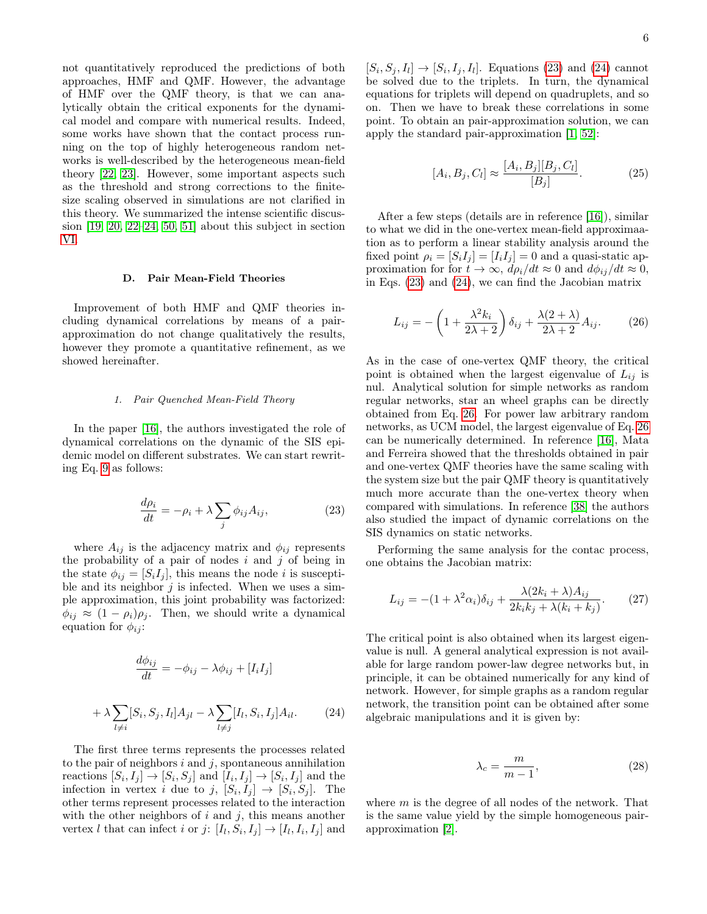not quantitatively reproduced the predictions of both approaches, HMF and QMF. However, the advantage of HMF over the QMF theory, is that we can analytically obtain the critical exponents for the dynamical model and compare with numerical results. Indeed, some works have shown that the contact process running on the top of highly heterogeneous random networks is well-described by the heterogeneous mean-field theory [22, 23]. However, some important aspects such as the threshold and strong corrections to the finite-size scaling observed in simulations are not clarified in this theory. We summarized the intense scientific discussion [19, 20, 22–24, 50, 51] about this subject in section VI.

### D. Pair Mean-Field Theories

Improvement of both HMF and QMF theories including dynamical correlations by means of a pair-approximation do not change qualitatively the results, however they promote a quantitative refinement, as we showed hereinafter.

#### 1. Pair Quenched Mean-Field Theory

In the paper [16], the authors investigated the role of dynamical correlations on the dynamic of the SIS epidemic model on different substrates. We can start rewriting Eq. 9 as follows:

$$\frac{d\rho_i}{dt} = -\rho_i + \lambda \sum_j \phi_{ij} A_{ij}, \tag{23}$$

where $A_{ij}$ is the adjacency matrix and $\phi_{ij}$ represents the probability of a pair of nodes $i$ and $j$ of being in the state $\phi_{ij} = [S_i I_j]$, this means the node $i$ is susceptible and its neighbor $j$ is infected. When we uses a simple approximation, this joint probability was factorized: $\phi_{ij} \approx (1 - \rho_i)\rho_j$. Then, we should write a dynamical equation for $\phi_{ij}$:

$$\frac{d\phi_{ij}}{dt} = -\phi_{ij} - \lambda\phi_{ij} + [I_i I_j]$$

$$+ \lambda \sum_{l \neq i} [S_i, S_j, I_l] A_{jl} - \lambda \sum_{l \neq j} [I_l, S_i, I_j] A_{il}. \tag{24}$$

The first three terms represents the processes related to the pair of neighbors $i$ and $j$, spontaneous annihilation reactions $[S_i, I_j] \to [S_i, S_j]$ and $[I_i, I_j] \to [S_i, I_j]$ and the infection in vertex $i$ due to $j$, $[S_i, I_j] \to [S_i, S_j]$. The other terms represent processes related to the interaction with the other neighbors of $i$ and $j$, this means another vertex $l$ that can infect $i$ or $j$: $[I_l, S_i, I_j] \to [I_l, I_i, I_j]$ and $[S_i, S_j, I_l] \to [S_i, I_j, I_l]$. Equations (23) and (24) cannot be solved due to the triplets. In turn, the dynamical equations for triplets will depend on quadruplets, and so on. Then we have to break these correlations in some point. To obtain an pair-approximation solution, we can apply the standard pair-approximation [1, 52]:

$$[A_i, B_j, C_l] \approx \frac{[A_i, B_j][B_j, C_l]}{[B_j]}. \tag{25}$$

After a few steps (details are in reference [16]), similar to what we did in the one-vertex mean-field approximaation as to perform a linear stability analysis around the fixed point $\rho_i = [S_i I_j] = [I_i I_j] = 0$ and a quasi-static approximation for for $t \to \infty$, $d\rho_i/dt \approx 0$ and $d\phi_{ij}/dt \approx 0$, in Eqs. (23) and (24), we can find the Jacobian matrix

$$L_{ij} = -\left(1 + \frac{\lambda^2 k_i}{2\lambda + 2}\right)\delta_{ij} + \frac{\lambda(2+\lambda)}{2\lambda + 2} A_{ij}. \tag{26}$$

As in the case of one-vertex QMF theory, the critical point is obtained when the largest eigenvalue of $L_{ij}$ is nul. Analytical solution for simple networks as random regular networks, star an wheel graphs can be directly obtained from Eq. 26. For power law arbitrary random networks, as UCM model, the largest eigenvalue of Eq. 26 can be numerically determined. In reference [16], Mata and Ferreira showed that the thresholds obtained in pair and one-vertex QMF theories have the same scaling with the system size but the pair QMF theory is quantitatively much more accurate than the one-vertex theory when compared with simulations. In reference [38] the authors also studied the impact of dynamic correlations on the SIS dynamics on static networks.

Performing the same analysis for the contac process, one obtains the Jacobian matrix:

$$L_{ij} = -(1 + \lambda^2 \alpha_i)\delta_{ij} + \frac{\lambda(2k_i + \lambda)A_{ij}}{2k_i k_j + \lambda(k_i + k_j)}. \tag{27}$$

The critical point is also obtained when its largest eigenvalue is null. A general analytical expression is not available for large random power-law degree networks but, in principle, it can be obtained numerically for any kind of network. However, for simple graphs as a random regular network, the transition point can be obtained after some algebraic manipulations and it is given by:

$$\lambda_c = \frac{m}{m-1}, \tag{28}$$

where $m$ is the degree of all nodes of the network. That is the same value yield by the simple homogeneous pair-approximation [2].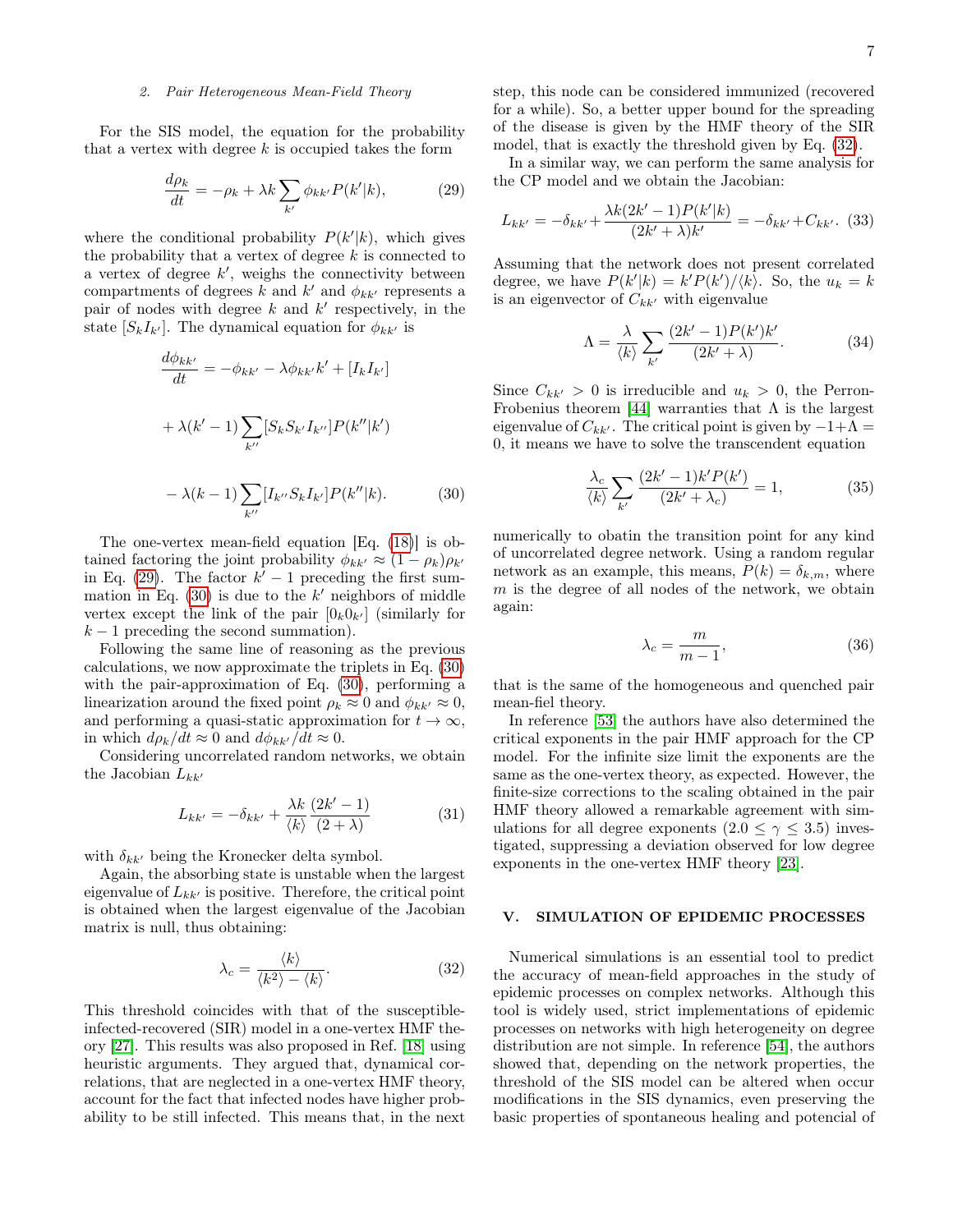### 2. Pair Heterogeneous Mean-Field Theory

For the SIS model, the equation for the probability that a vertex with degree $k$ is occupied takes the form

$$\frac{d\rho_k}{dt} = -\rho_k + \lambda k \sum_{k'} \phi_{kk'} P(k'|k), \tag{29}$$

where the conditional probability $P(k'|k)$, which gives the probability that a vertex of degree $k$ is connected to a vertex of degree $k'$, weighs the connectivity between compartments of degrees $k$ and $k'$ and $\phi_{kk'}$ represents a pair of nodes with degree $k$ and $k'$ respectively, in the state $[S_k I_{k'}]$. The dynamical equation for $\phi_{kk'}$ is

$$\begin{aligned}\frac{d\phi_{kk'}}{dt} &= -\phi_{kk'} - \lambda\phi_{kk'}k' + [I_k I_{k'}] \\ &+ \lambda(k'-1)\sum_{k''}[S_k S_{k'} I_{k''}]P(k''|k') \\ &- \lambda(k-1)\sum_{k''}[I_{k''} S_k I_{k'}]P(k''|k).\end{aligned} \tag{30}$$

The one-vertex mean-field equation [Eq. (18)] is obtained factoring the joint probability $\phi_{kk'} \approx (1-\rho_k)\rho_{k'}$ in Eq. (29). The factor $k'-1$ preceding the first summation in Eq. (30) is due to the $k'$ neighbors of middle vertex except the link of the pair $[0_k 0_{k'}]$ (similarly for $k-1$ preceding the second summation).

Following the same line of reasoning as the previous calculations, we now approximate the triplets in Eq. (30) with the pair-approximation of Eq. (30), performing a linearization around the fixed point $\rho_k \approx 0$ and $\phi_{kk'} \approx 0$, and performing a quasi-static approximation for $t \to \infty$, in which $d\rho_k/dt \approx 0$ and $d\phi_{kk'}/dt \approx 0$.

Considering uncorrelated random networks, we obtain the Jacobian $L_{kk'}$

$$L_{kk'} = -\delta_{kk'} + \frac{\lambda k}{\langle k \rangle}\frac{(2k'-1)}{(2+\lambda)} \tag{31}$$

with $\delta_{kk'}$ being the Kronecker delta symbol.

Again, the absorbing state is unstable when the largest eigenvalue of $L_{kk'}$ is positive. Therefore, the critical point is obtained when the largest eigenvalue of the Jacobian matrix is null, thus obtaining:

$$\lambda_c = \frac{\langle k \rangle}{\langle k^2 \rangle - \langle k \rangle}. \tag{32}$$

This threshold coincides with that of the susceptible-infected-recovered (SIR) model in a one-vertex HMF theory [27]. This results was also proposed in Ref. [18] using heuristic arguments. They argued that, dynamical correlations, that are neglected in a one-vertex HMF theory, account for the fact that infected nodes have higher probability to be still infected. This means that, in the next step, this node can be considered immunized (recovered for a while). So, a better upper bound for the spreading of the disease is given by the HMF theory of the SIR model, that is exactly the threshold given by Eq. (32).

In a similar way, we can perform the same analysis for the CP model and we obtain the Jacobian:

$$L_{kk'} = -\delta_{kk'} + \frac{\lambda k(2k'-1)P(k'|k)}{(2k'+\lambda)k'} = -\delta_{kk'} + C_{kk'}. \tag{33}$$

Assuming that the network does not present correlated degree, we have $P(k'|k) = k'P(k')/\langle k \rangle$. So, the $u_k = k$ is an eigenvector of $C_{kk'}$ with eigenvalue

$$\Lambda = \frac{\lambda}{\langle k \rangle}\sum_{k'}\frac{(2k'-1)P(k')k'}{(2k'+\lambda)}. \tag{34}$$

Since $C_{kk'} > 0$ is irreducible and $u_k > 0$, the Perron-Frobenius theorem [44] warranties that $\Lambda$ is the largest eigenvalue of $C_{kk'}$. The critical point is given by $-1+\Lambda = 0$, it means we have to solve the transcendent equation

$$\frac{\lambda_c}{\langle k \rangle}\sum_{k'}\frac{(2k'-1)k'P(k')}{(2k'+\lambda_c)} = 1, \tag{35}$$

numerically to obatin the transition point for any kind of uncorrelated degree network. Using a random regular network as an example, this means, $P(k) = \delta_{k,m}$, where $m$ is the degree of all nodes of the network, we obtain again:

$$\lambda_c = \frac{m}{m-1}, \tag{36}$$

that is the same of the homogeneous and quenched pair mean-fiel theory.

In reference [53] the authors have also determined the critical exponents in the pair HMF approach for the CP model. For the infinite size limit the exponents are the same as the one-vertex theory, as expected. However, the finite-size corrections to the scaling obtained in the pair HMF theory allowed a remarkable agreement with simulations for all degree exponents ($2.0 \le \gamma \le 3.5$) investigated, suppressing a deviation observed for low degree exponents in the one-vertex HMF theory [23].

## V. SIMULATION OF EPIDEMIC PROCESSES

Numerical simulations is an essential tool to predict the accuracy of mean-field approaches in the study of epidemic processes on complex networks. Although this tool is widely used, strict implementations of epidemic processes on networks with high heterogeneity on degree distribution are not simple. In reference [54], the authors showed that, depending on the network properties, the threshold of the SIS model can be altered when occur modifications in the SIS dynamics, even preserving the basic properties of spontaneous healing and potencial of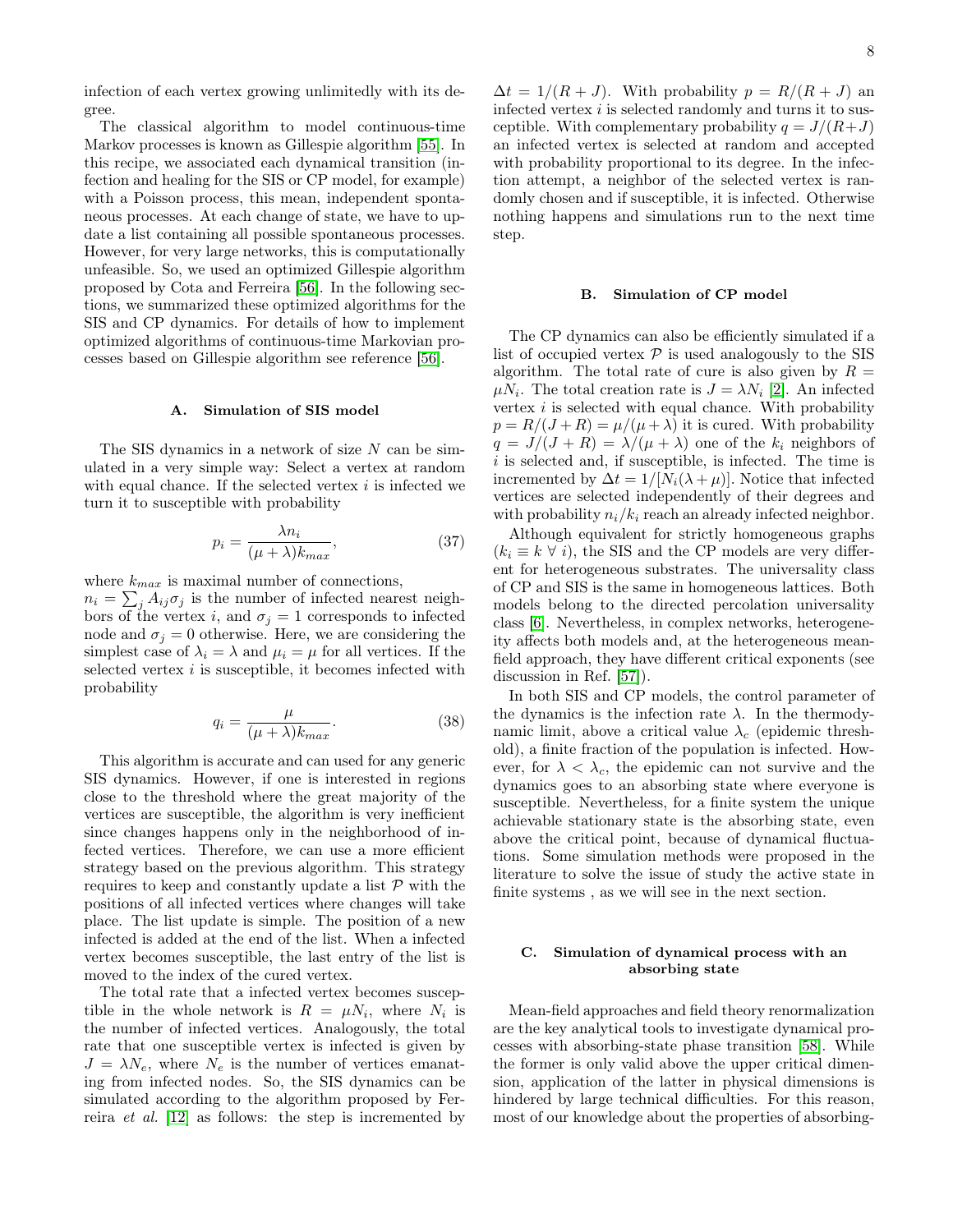infection of each vertex growing unlimitedly with its degree.

The classical algorithm to model continuous-time Markov processes is known as Gillespie algorithm [55]. In this recipe, we associated each dynamical transition (infection and healing for the SIS or CP model, for example) with a Poisson process, this mean, independent spontaneous processes. At each change of state, we have to update a list containing all possible spontaneous processes. However, for very large networks, this is computationally unfeasible. So, we used an optimized Gillespie algorithm proposed by Cota and Ferreira [56]. In the following sections, we summarized these optimized algorithms for the SIS and CP dynamics. For details of how to implement optimized algorithms of continuous-time Markovian processes based on Gillespie algorithm see reference [56].

### A. Simulation of SIS model

The SIS dynamics in a network of size $N$ can be simulated in a very simple way: Select a vertex at random with equal chance. If the selected vertex $i$ is infected we turn it to susceptible with probability

$$p_i = \frac{\lambda n_i}{(\mu + \lambda) k_{max}}, \tag{37}$$

where $k_{max}$ is maximal number of connections, $n_i = \sum_j A_{ij}\sigma_j$ is the number of infected nearest neighbors of the vertex $i$, and $\sigma_j = 1$ corresponds to infected node and $\sigma_j = 0$ otherwise. Here, we are considering the simplest case of $\lambda_i = \lambda$ and $\mu_i = \mu$ for all vertices. If the selected vertex $i$ is susceptible, it becomes infected with probability

$$q_i = \frac{\mu}{(\mu + \lambda) k_{max}}. \tag{38}$$

This algorithm is accurate and can used for any generic SIS dynamics. However, if one is interested in regions close to the threshold where the great majority of the vertices are susceptible, the algorithm is very inefficient since changes happens only in the neighborhood of infected vertices. Therefore, we can use a more efficient strategy based on the previous algorithm. This strategy requires to keep and constantly update a list $\mathcal{P}$ with the positions of all infected vertices where changes will take place. The list update is simple. The position of a new infected is added at the end of the list. When a infected vertex becomes susceptible, the last entry of the list is moved to the index of the cured vertex.

The total rate that a infected vertex becomes susceptible in the whole network is $R = \mu N_i$, where $N_i$ is the number of infected vertices. Analogously, the total rate that one susceptible vertex is infected is given by $J = \lambda N_e$, where $N_e$ is the number of vertices emanating from infected nodes. So, the SIS dynamics can be simulated according to the algorithm proposed by Ferreira *et al.* [12] as follows: the step is incremented by $\Delta t = 1/(R + J)$. With probability $p = R/(R + J)$ an infected vertex $i$ is selected randomly and turns it to susceptible. With complementary probability $q = J/(R+J)$ an infected vertex is selected at random and accepted with probability proportional to its degree. In the infection attempt, a neighbor of the selected vertex is randomly chosen and if susceptible, it is infected. Otherwise nothing happens and simulations run to the next time step.

### B. Simulation of CP model

The CP dynamics can also be efficiently simulated if a list of occupied vertex $\mathcal{P}$ is used analogously to the SIS algorithm. The total rate of cure is also given by $R = \mu N_i$. The total creation rate is $J = \lambda N_i$ [2]. An infected vertex $i$ is selected with equal chance. With probability $p = R/(J + R) = \mu/(\mu + \lambda)$ it is cured. With probability $q = J/(J + R) = \lambda/(\mu + \lambda)$ one of the $k_i$ neighbors of $i$ is selected and, if susceptible, is infected. The time is incremented by $\Delta t = 1/[N_i(\lambda + \mu)]$. Notice that infected vertices are selected independently of their degrees and with probability $n_i/k_i$ reach an already infected neighbor.

Although equivalent for strictly homogeneous graphs ($k_i \equiv k \ \forall \ i$), the SIS and the CP models are very different for heterogeneous substrates. The universality class of CP and SIS is the same in homogeneous lattices. Both models belong to the directed percolation universality class [6]. Nevertheless, in complex networks, heterogeneity affects both models and, at the heterogeneous mean-field approach, they have different critical exponents (see discussion in Ref. [57]).

In both SIS and CP models, the control parameter of the dynamics is the infection rate $\lambda$. In the thermodynamic limit, above a critical value $\lambda_c$ (epidemic threshold), a finite fraction of the population is infected. However, for $\lambda < \lambda_c$, the epidemic can not survive and the dynamics goes to an absorbing state where everyone is susceptible. Nevertheless, for a finite system the unique achievable stationary state is the absorbing state, even above the critical point, because of dynamical fluctuations. Some simulation methods were proposed in the literature to solve the issue of study the active state in finite systems , as we will see in the next section.

### C. Simulation of dynamical process with an absorbing state

Mean-field approaches and field theory renormalization are the key analytical tools to investigate dynamical processes with absorbing-state phase transition [58]. While the former is only valid above the upper critical dimension, application of the latter in physical dimensions is hindered by large technical difficulties. For this reason, most of our knowledge about the properties of absorbing-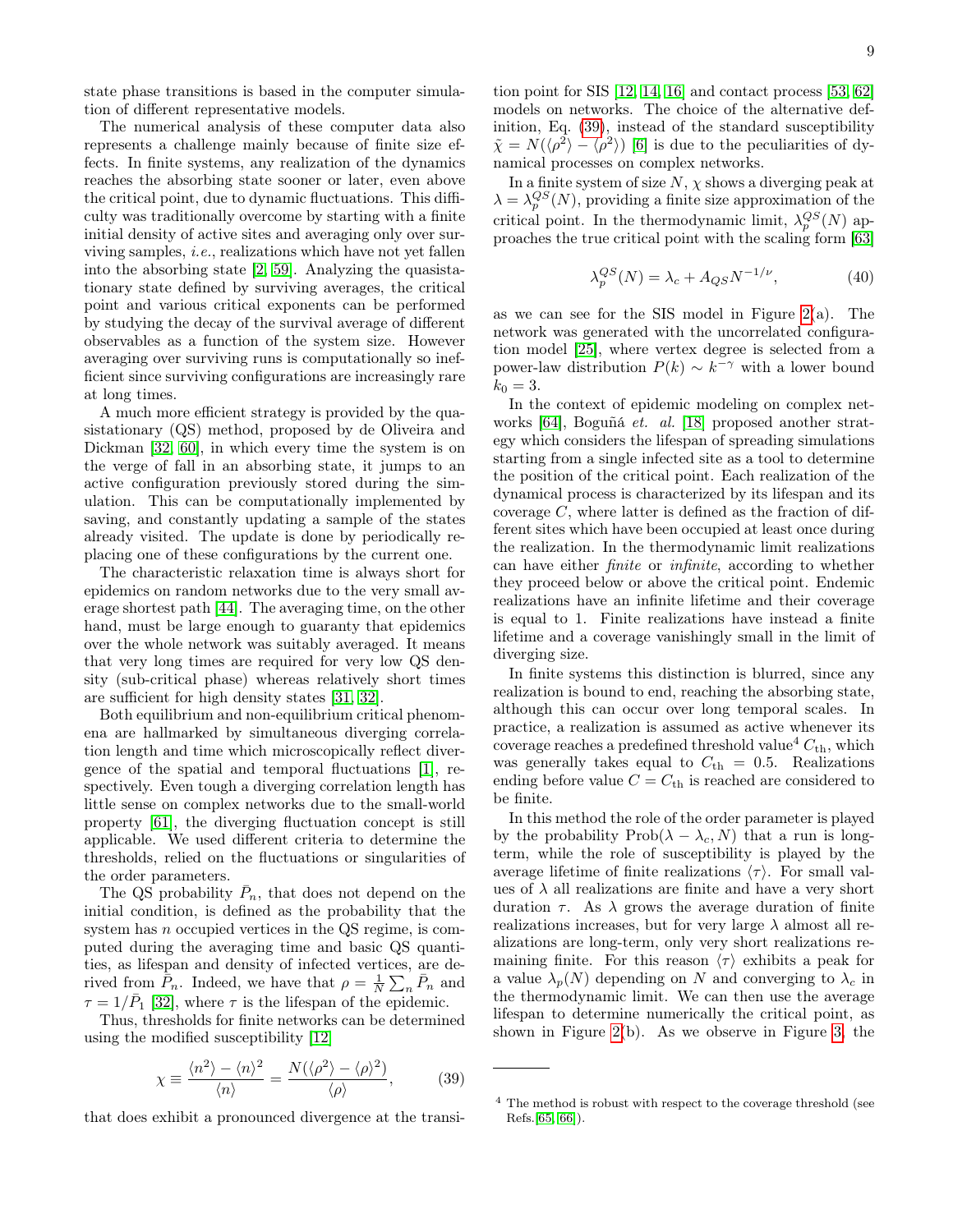state phase transitions is based in the computer simulation of different representative models.

The numerical analysis of these computer data also represents a challenge mainly because of finite size effects. In finite systems, any realization of the dynamics reaches the absorbing state sooner or later, even above the critical point, due to dynamic fluctuations. This difficulty was traditionally overcome by starting with a finite initial density of active sites and averaging only over surviving samples, *i.e.*, realizations which have not yet fallen into the absorbing state [2, 59]. Analyzing the quasistationary state defined by surviving averages, the critical point and various critical exponents can be performed by studying the decay of the survival average of different observables as a function of the system size. However averaging over surviving runs is computationally so inefficient since surviving configurations are increasingly rare at long times.

A much more efficient strategy is provided by the quasistationary (QS) method, proposed by de Oliveira and Dickman [32, 60], in which every time the system is on the verge of fall in an absorbing state, it jumps to an active configuration previously stored during the simulation. This can be computationally implemented by saving, and constantly updating a sample of the states already visited. The update is done by periodically replacing one of these configurations by the current one.

The characteristic relaxation time is always short for epidemics on random networks due to the very small average shortest path [44]. The averaging time, on the other hand, must be large enough to guaranty that epidemics over the whole network was suitably averaged. It means that very long times are required for very low QS density (sub-critical phase) whereas relatively short times are sufficient for high density states [31, 32].

Both equilibrium and non-equilibrium critical phenomena are hallmarked by simultaneous diverging correlation length and time which microscopically reflect divergence of the spatial and temporal fluctuations [1], respectively. Even tough a diverging correlation length has little sense on complex networks due to the small-world property [61], the diverging fluctuation concept is still applicable. We used different criteria to determine the thresholds, relied on the fluctuations or singularities of the order parameters.

The QS probability $\bar{P}_n$, that does not depend on the initial condition, is defined as the probability that the system has $n$ occupied vertices in the QS regime, is computed during the averaging time and basic QS quantities, as lifespan and density of infected vertices, are derived from $\bar{P}_n$. Indeed, we have that $\rho = \frac{1}{N}\sum_n \bar{P}_n$ and $\tau = 1/\bar{P}_1$ [32], where $\tau$ is the lifespan of the epidemic.

Thus, thresholds for finite networks can be determined using the modified susceptibility [12]

$$\chi \equiv \frac{\langle n^2\rangle - \langle n\rangle^2}{\langle n\rangle} = \frac{N(\langle\rho^2\rangle - \langle\rho\rangle^2)}{\langle\rho\rangle}, \tag{39}$$

that does exhibit a pronounced divergence at the transition point for SIS [12, 14, 16] and contact process [53, 62] models on networks. The choice of the alternative definition, Eq. (39), instead of the standard susceptibility $\tilde{\chi} = N(\langle\rho^2\rangle - \langle\rho^2\rangle)$ [6] is due to the peculiarities of dynamical processes on complex networks.

In a finite system of size $N$, $\chi$ shows a diverging peak at $\lambda = \lambda_p^{QS}(N)$, providing a finite size approximation of the critical point. In the thermodynamic limit, $\lambda_p^{QS}(N)$ approaches the true critical point with the scaling form [63]

$$\lambda_p^{QS}(N) = \lambda_c + A_{QS}N^{-1/\nu}, \tag{40}$$

as we can see for the SIS model in Figure 2(a). The network was generated with the uncorrelated configuration model [25], where vertex degree is selected from a power-law distribution $P(k) \sim k^{-\gamma}$ with a lower bound $k_0 = 3$.

In the context of epidemic modeling on complex networks [64], Boguñá *et. al.* [18] proposed another strategy which considers the lifespan of spreading simulations starting from a single infected site as a tool to determine the position of the critical point. Each realization of the dynamical process is characterized by its lifespan and its coverage $C$, where latter is defined as the fraction of different sites which have been occupied at least once during the realization. In the thermodynamic limit realizations can have either *finite* or *infinite*, according to whether they proceed below or above the critical point. Endemic realizations have an infinite lifetime and their coverage is equal to 1. Finite realizations have instead a finite lifetime and a coverage vanishingly small in the limit of diverging size.

In finite systems this distinction is blurred, since any realization is bound to end, reaching the absorbing state, although this can occur over long temporal scales. In practice, a realization is assumed as active whenever its coverage reaches a predefined threshold value[4] $C_{\rm th}$, which was generally takes equal to $C_{\rm th} = 0.5$. Realizations ending before value $C = C_{\rm th}$ is reached are considered to be finite.

In this method the role of the order parameter is played by the probability $\text{Prob}(\lambda - \lambda_c, N)$ that a run is long-term, while the role of susceptibility is played by the average lifetime of finite realizations $\langle\tau\rangle$. For small values of $\lambda$ all realizations are finite and have a very short duration $\tau$. As $\lambda$ grows the average duration of finite realizations increases, but for very large $\lambda$ almost all realizations are long-term, only very short realizations remaining finite. For this reason $\langle\tau\rangle$ exhibits a peak for a value $\lambda_p(N)$ depending on $N$ and converging to $\lambda_c$ in the thermodynamic limit. We can then use the average lifespan to determine numerically the critical point, as shown in Figure 2(b). As we observe in Figure 3, the

---

[4] The method is robust with respect to the coverage threshold (see Refs.[65, 66]).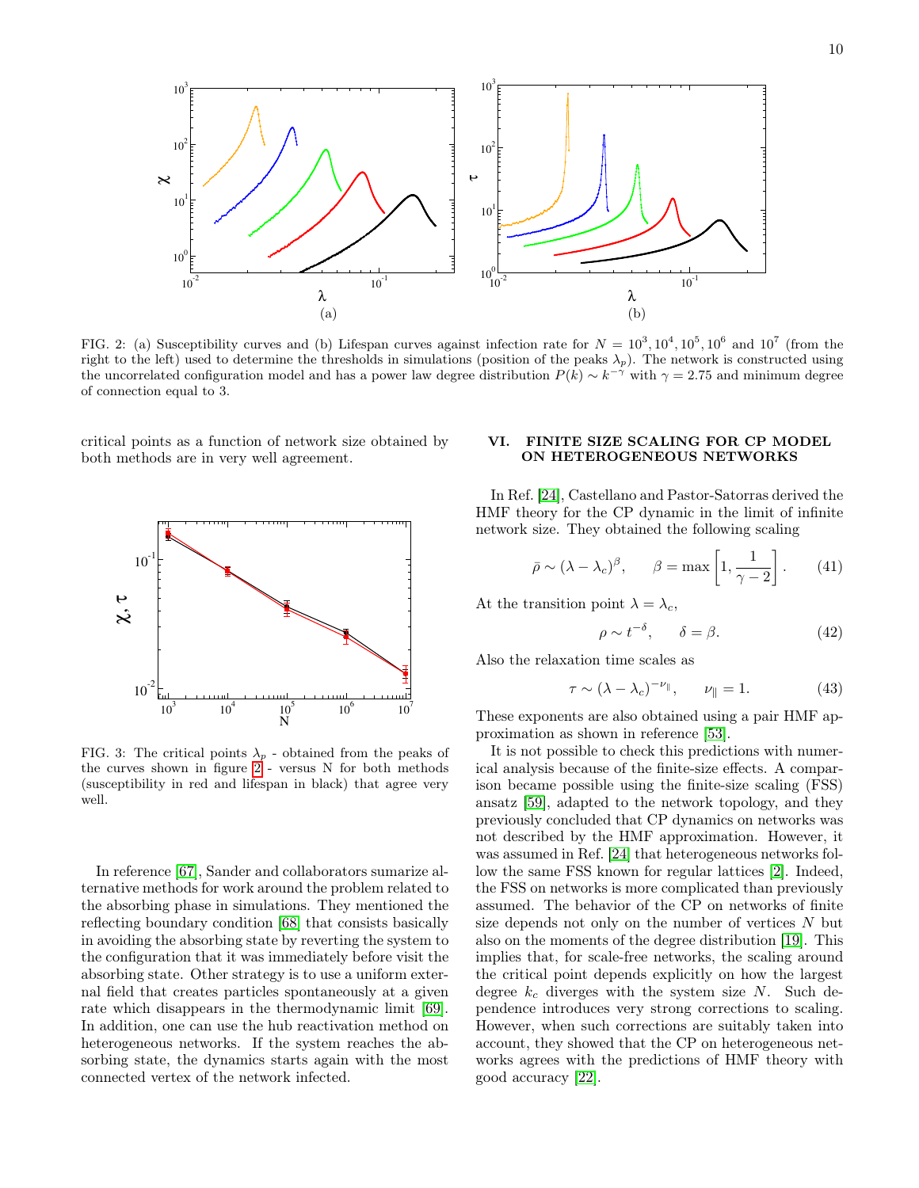FIG. 2: (a) Susceptibility curves and (b) Lifespan curves against infection rate for $N = 10^3, 10^4, 10^5, 10^6$ and $10^7$ (from the right to the left) used to determine the thresholds in simulations (position of the peaks $\lambda_p$). The network is constructed using the uncorrelated configuration model and has a power law degree distribution $P(k) \sim k^{-\gamma}$ with $\gamma = 2.75$ and minimum degree of connection equal to 3.

critical points as a function of network size obtained by both methods are in very well agreement.

FIG. 3: The critical points $\lambda_p$ - obtained from the peaks of the curves shown in figure 2 - versus N for both methods (susceptibility in red and lifespan in black) that agree very well.

In reference [67], Sander and collaborators sumarize alternative methods for work around the problem related to the absorbing phase in simulations. They mentioned the reflecting boundary condition [68] that consists basically in avoiding the absorbing state by reverting the system to the configuration that it was immediately before visit the absorbing state. Other strategy is to use a uniform external field that creates particles spontaneously at a given rate which disappears in the thermodynamic limit [69]. In addition, one can use the hub reactivation method on heterogeneous networks. If the system reaches the absorbing state, the dynamics starts again with the most connected vertex of the network infected.

## VI. FINITE SIZE SCALING FOR CP MODEL ON HETEROGENEOUS NETWORKS

In Ref. [24], Castellano and Pastor-Satorras derived the HMF theory for the CP dynamic in the limit of infinite network size. They obtained the following scaling

$$\bar{\rho} \sim (\lambda - \lambda_c)^{\beta}, \qquad \beta = \max\left[1, \frac{1}{\gamma - 2}\right]. \tag{41}$$

At the transition point $\lambda = \lambda_c$,

$$\rho \sim t^{-\delta}, \qquad \delta = \beta. \tag{42}$$

Also the relaxation time scales as

$$\tau \sim (\lambda - \lambda_c)^{-\nu_{\parallel}}, \qquad \nu_{\parallel} = 1. \tag{43}$$

These exponents are also obtained using a pair HMF approximation as shown in reference [53].

It is not possible to check this predictions with numerical analysis because of the finite-size effects. A comparison became possible using the finite-size scaling (FSS) ansatz [59], adapted to the network topology, and they previously concluded that CP dynamics on networks was not described by the HMF approximation. However, it was assumed in Ref. [24] that heterogeneous networks follow the same FSS known for regular lattices [2]. Indeed, the FSS on networks is more complicated than previously assumed. The behavior of the CP on networks of finite size depends not only on the number of vertices $N$ but also on the moments of the degree distribution [19]. This implies that, for scale-free networks, the scaling around the critical point depends explicitly on how the largest degree $k_c$ diverges with the system size $N$. Such dependence introduces very strong corrections to scaling. However, when such corrections are suitably taken into account, they showed that the CP on heterogeneous networks agrees with the predictions of HMF theory with good accuracy [22].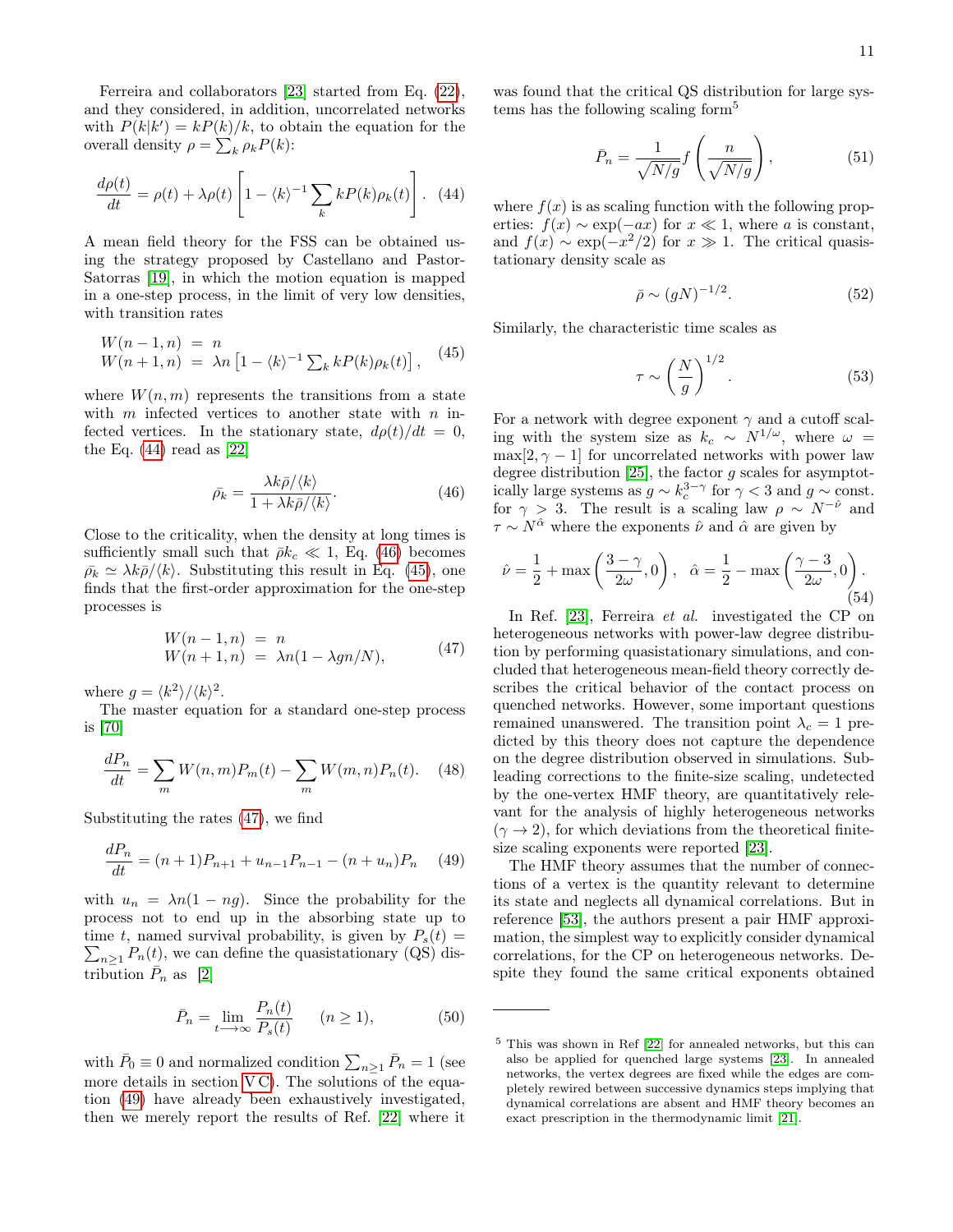Ferreira and collaborators [23] started from Eq. (22), and they considered, in addition, uncorrelated networks with $P(k|k') = kP(k)/k$, to obtain the equation for the overall density $\rho = \sum_k \rho_k P(k)$:

$$\frac{d\rho(t)}{dt} = \rho(t) + \lambda\rho(t)\left[1 - \langle k\rangle^{-1}\sum_k kP(k)\rho_k(t)\right]. \quad (44)$$

A mean field theory for the FSS can be obtained using the strategy proposed by Castellano and Pastor-Satorras [19], in which the motion equation is mapped in a one-step process, in the limit of very low densities, with transition rates

$$\begin{aligned} W(n-1,n) &= n \\ W(n+1,n) &= \lambda n\left[1 - \langle k\rangle^{-1}\textstyle\sum_k kP(k)\rho_k(t)\right], \end{aligned} \quad (45)$$

where $W(n,m)$ represents the transitions from a state with $m$ infected vertices to another state with $n$ infected vertices. In the stationary state, $d\rho(t)/dt = 0$, the Eq. (44) read as [22]

$$\bar{\rho_k} = \frac{\lambda k\bar{\rho}/\langle k\rangle}{1 + \lambda k\bar{\rho}/\langle k\rangle}. \quad (46)$$

Close to the criticality, when the density at long times is sufficiently small such that $\bar{\rho}k_c \ll 1$, Eq. (46) becomes $\bar{\rho_k} \simeq \lambda k\bar{\rho}/\langle k\rangle$. Substituting this result in Eq. (45), one finds that the first-order approximation for the one-step processes is

$$\begin{aligned} W(n-1,n) &= n \\ W(n+1,n) &= \lambda n(1 - \lambda gn/N), \end{aligned} \quad (47)$$

where $g = \langle k^2\rangle/\langle k\rangle^2$.

The master equation for a standard one-step process is [70]

$$\frac{dP_n}{dt} = \sum_m W(n,m)P_m(t) - \sum_m W(m,n)P_n(t). \quad (48)$$

Substituting the rates (47), we find

$$\frac{dP_n}{dt} = (n+1)P_{n+1} + u_{n-1}P_{n-1} - (n + u_n)P_n \quad (49)$$

with $u_n = \lambda n(1 - ng)$. Since the probability for the process not to end up in the absorbing state up to time $t$, named survival probability, is given by $P_s(t) = \sum_{n\geq 1} P_n(t)$, we can define the quasistationary (QS) distribution $\bar{P}_n$ as [2]

$$\bar{P}_n = \lim_{t\longrightarrow\infty}\frac{P_n(t)}{P_s(t)} \qquad (n \geq 1), \quad (50)$$

with $\bar{P}_0 \equiv 0$ and normalized condition $\sum_{n\geq 1}\bar{P}_n = 1$ (see more details in section V C). The solutions of the equation (49) have already been exhaustively investigated, then we merely report the results of Ref. [22] where it was found that the critical QS distribution for large systems has the following scaling form[5]

$$\bar{P}_n = \frac{1}{\sqrt{N/g}}f\left(\frac{n}{\sqrt{N/g}}\right), \quad (51)$$

where $f(x)$ is as scaling function with the following properties: $f(x) \sim \exp(-ax)$ for $x \ll 1$, where $a$ is constant, and $f(x) \sim \exp(-x^2/2)$ for $x \gg 1$. The critical quasistationary density scale as

$$\bar{\rho} \sim (gN)^{-1/2}. \quad (52)$$

Similarly, the characteristic time scales as

$$\tau \sim \left(\frac{N}{g}\right)^{1/2}. \quad (53)$$

For a network with degree exponent $\gamma$ and a cutoff scaling with the system size as $k_c \sim N^{1/\omega}$, where $\omega = \max[2, \gamma - 1]$ for uncorrelated networks with power law degree distribution [25], the factor $g$ scales for asymptotically large systems as $g \sim k_c^{3-\gamma}$ for $\gamma < 3$ and $g \sim$ const. for $\gamma > 3$. The result is a scaling law $\rho \sim N^{-\hat{\nu}}$ and $\tau \sim N^{\hat{\alpha}}$ where the exponents $\hat{\nu}$ and $\hat{\alpha}$ are given by

$$\hat{\nu} = \frac{1}{2} + \max\left(\frac{3-\gamma}{2\omega}, 0\right), \quad \hat{\alpha} = \frac{1}{2} - \max\left(\frac{\gamma-3}{2\omega}, 0\right). \quad (54)$$

In Ref. [23], Ferreira *et al.* investigated the CP on heterogeneous networks with power-law degree distribution by performing quasistationary simulations, and concluded that heterogeneous mean-field theory correctly describes the critical behavior of the contact process on quenched networks. However, some important questions remained unanswered. The transition point $\lambda_c = 1$ predicted by this theory does not capture the dependence on the degree distribution observed in simulations. Subleading corrections to the finite-size scaling, undetected by the one-vertex HMF theory, are quantitatively relevant for the analysis of highly heterogeneous networks ($\gamma \to 2$), for which deviations from the theoretical finite-size scaling exponents were reported [23].

The HMF theory assumes that the number of connections of a vertex is the quantity relevant to determine its state and neglects all dynamical correlations. But in reference [53], the authors present a pair HMF approximation, the simplest way to explicitly consider dynamical correlations, for the CP on heterogeneous networks. Despite they found the same critical exponents obtained

---

[5] This was shown in Ref [22] for annealed networks, but this can also be applied for quenched large systems [23]. In annealed networks, the vertex degrees are fixed while the edges are completely rewired between successive dynamics steps implying that dynamical correlations are absent and HMF theory becomes an exact prescription in the thermodynamic limit [21].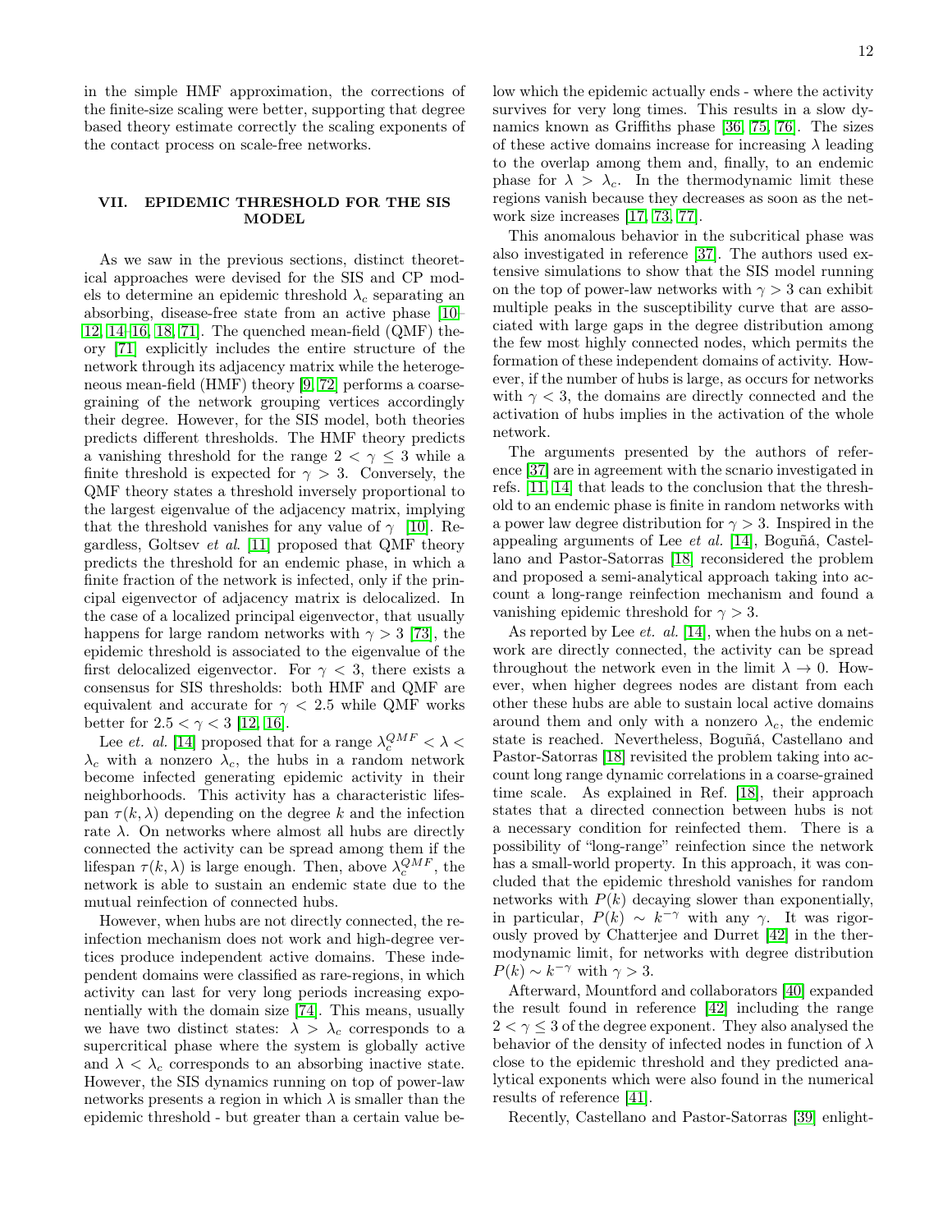in the simple HMF approximation, the corrections of the finite-size scaling were better, supporting that degree based theory estimate correctly the scaling exponents of the contact process on scale-free networks.

## VII. EPIDEMIC THRESHOLD FOR THE SIS MODEL

As we saw in the previous sections, distinct theoretical approaches were devised for the SIS and CP models to determine an epidemic threshold $\lambda_c$ separating an absorbing, disease-free state from an active phase [10–12, 14–16, 18, 71]. The quenched mean-field (QMF) theory [71] explicitly includes the entire structure of the network through its adjacency matrix while the heterogeneous mean-field (HMF) theory [9, 72] performs a coarse-graining of the network grouping vertices accordingly their degree. However, for the SIS model, both theories predicts different thresholds. The HMF theory predicts a vanishing threshold for the range $2 < \gamma \leq 3$ while a finite threshold is expected for $\gamma > 3$. Conversely, the QMF theory states a threshold inversely proportional to the largest eigenvalue of the adjacency matrix, implying that the threshold vanishes for any value of $\gamma$ [10]. Regardless, Goltsev *et al.* [11] proposed that QMF theory predicts the threshold for an endemic phase, in which a finite fraction of the network is infected, only if the principal eigenvector of adjacency matrix is delocalized. In the case of a localized principal eigenvector, that usually happens for large random networks with $\gamma > 3$ [73], the epidemic threshold is associated to the eigenvalue of the first delocalized eigenvector. For $\gamma < 3$, there exists a consensus for SIS thresholds: both HMF and QMF are equivalent and accurate for $\gamma < 2.5$ while QMF works better for $2.5 < \gamma < 3$ [12, 16].

Lee *et. al.* [14] proposed that for a range $\lambda_c^{QMF} < \lambda < \lambda_c$ with a nonzero $\lambda_c$, the hubs in a random network become infected generating epidemic activity in their neighborhoods. This activity has a characteristic lifespan $\tau(k, \lambda)$ depending on the degree $k$ and the infection rate $\lambda$. On networks where almost all hubs are directly connected the activity can be spread among them if the lifespan $\tau(k, \lambda)$ is large enough. Then, above $\lambda_c^{QMF}$, the network is able to sustain an endemic state due to the mutual reinfection of connected hubs.

However, when hubs are not directly connected, the reinfection mechanism does not work and high-degree vertices produce independent active domains. These independent domains were classified as rare-regions, in which activity can last for very long periods increasing exponentially with the domain size [74]. This means, usually we have two distinct states: $\lambda > \lambda_c$ corresponds to a supercritical phase where the system is globally active and $\lambda < \lambda_c$ corresponds to an absorbing inactive state. However, the SIS dynamics running on top of power-law networks presents a region in which $\lambda$ is smaller than the epidemic threshold - but greater than a certain value below which the epidemic actually ends - where the activity survives for very long times. This results in a slow dynamics known as Griffiths phase [36, 75, 76]. The sizes of these active domains increase for increasing $\lambda$ leading to the overlap among them and, finally, to an endemic phase for $\lambda > \lambda_c$. In the thermodynamic limit these regions vanish because they decreases as soon as the network size increases [17, 73, 77].

This anomalous behavior in the subcritical phase was also investigated in reference [37]. The authors used extensive simulations to show that the SIS model running on the top of power-law networks with $\gamma > 3$ can exhibit multiple peaks in the susceptibility curve that are associated with large gaps in the degree distribution among the few most highly connected nodes, which permits the formation of these independent domains of activity. However, if the number of hubs is large, as occurs for networks with $\gamma < 3$, the domains are directly connected and the activation of hubs implies in the activation of the whole network.

The arguments presented by the authors of reference [37] are in agreement with the scnario investigated in refs. [11, 14] that leads to the conclusion that the threshold to an endemic phase is finite in random networks with a power law degree distribution for $\gamma > 3$. Inspired in the appealing arguments of Lee *et al.* [14], Boguñá, Castellano and Pastor-Satorras [18] reconsidered the problem and proposed a semi-analytical approach taking into account a long-range reinfection mechanism and found a vanishing epidemic threshold for $\gamma > 3$.

As reported by Lee *et. al.* [14], when the hubs on a network are directly connected, the activity can be spread throughout the network even in the limit $\lambda \to 0$. However, when higher degrees nodes are distant from each other these hubs are able to sustain local active domains around them and only with a nonzero $\lambda_c$, the endemic state is reached. Nevertheless, Boguñá, Castellano and Pastor-Satorras [18] revisited the problem taking into account long range dynamic correlations in a coarse-grained time scale. As explained in Ref. [18], their approach states that a directed connection between hubs is not a necessary condition for reinfected them. There is a possibility of "long-range" reinfection since the network has a small-world property. In this approach, it was concluded that the epidemic threshold vanishes for random networks with $P(k)$ decaying slower than exponentially, in particular, $P(k) \sim k^{-\gamma}$ with any $\gamma$. It was rigorously proved by Chatterjee and Durret [42] in the thermodynamic limit, for networks with degree distribution $P(k) \sim k^{-\gamma}$ with $\gamma > 3$.

Afterward, Mountford and collaborators [40] expanded the result found in reference [42] including the range $2 < \gamma \leq 3$ of the degree exponent. They also analysed the behavior of the density of infected nodes in function of $\lambda$ close to the epidemic threshold and they predicted analytical exponents which were also found in the numerical results of reference [41].

Recently, Castellano and Pastor-Satorras [39] enlight-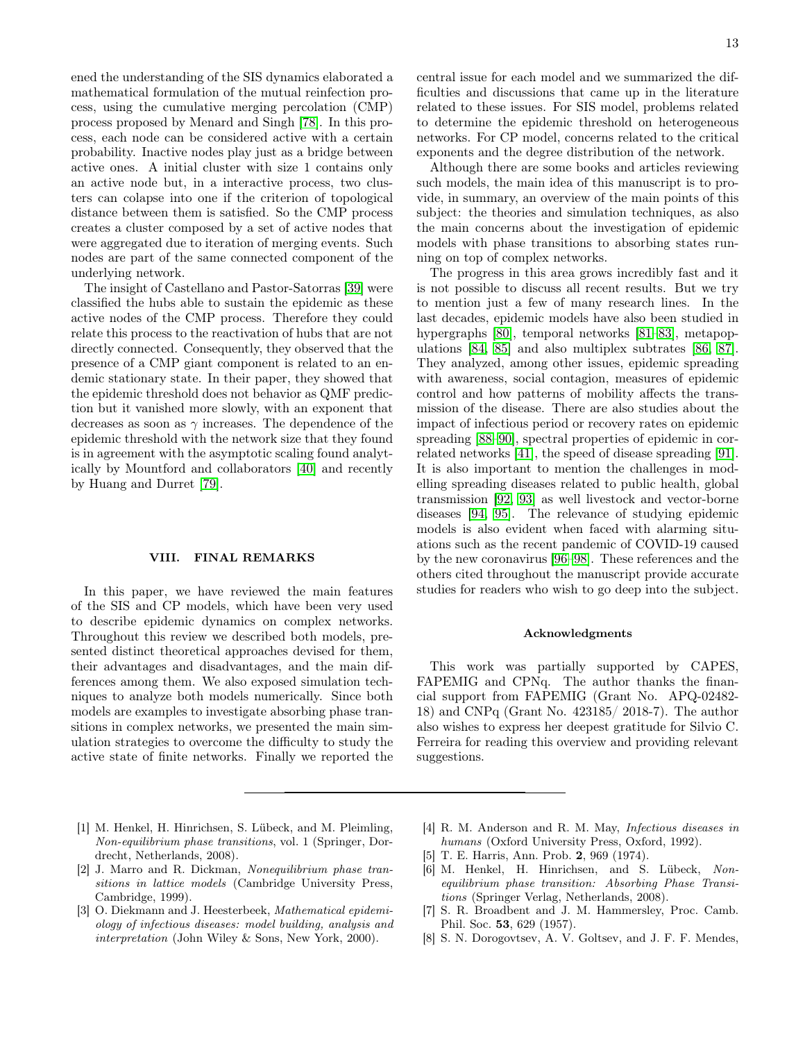ened the understanding of the SIS dynamics elaborated a mathematical formulation of the mutual reinfection process, using the cumulative merging percolation (CMP) process proposed by Menard and Singh [78]. In this process, each node can be considered active with a certain probability. Inactive nodes play just as a bridge between active ones. A initial cluster with size 1 contains only an active node but, in a interactive process, two clusters can colapse into one if the criterion of topological distance between them is satisfied. So the CMP process creates a cluster composed by a set of active nodes that were aggregated due to iteration of merging events. Such nodes are part of the same connected component of the underlying network.

The insight of Castellano and Pastor-Satorras [39] were classified the hubs able to sustain the epidemic as these active nodes of the CMP process. Therefore they could relate this process to the reactivation of hubs that are not directly connected. Consequently, they observed that the presence of a CMP giant component is related to an endemic stationary state. In their paper, they showed that the epidemic threshold does not behavior as QMF prediction but it vanished more slowly, with an exponent that decreases as soon as $\gamma$ increases. The dependence of the epidemic threshold with the network size that they found is in agreement with the asymptotic scaling found analytically by Mountford and collaborators [40] and recently by Huang and Durret [79].

## VIII. FINAL REMARKS

In this paper, we have reviewed the main features of the SIS and CP models, which have been very used to describe epidemic dynamics on complex networks. Throughout this review we described both models, presented distinct theoretical approaches devised for them, their advantages and disadvantages, and the main differences among them. We also exposed simulation techniques to analyze both models numerically. Since both models are examples to investigate absorbing phase transitions in complex networks, we presented the main simulation strategies to overcome the difficulty to study the active state of finite networks. Finally we reported the central issue for each model and we summarized the difficulties and discussions that came up in the literature related to these issues. For SIS model, problems related to determine the epidemic threshold on heterogeneous networks. For CP model, concerns related to the critical exponents and the degree distribution of the network.

Although there are some books and articles reviewing such models, the main idea of this manuscript is to provide, in summary, an overview of the main points of this subject: the theories and simulation techniques, as also the main concerns about the investigation of epidemic models with phase transitions to absorbing states running on top of complex networks.

The progress in this area grows incredibly fast and it is not possible to discuss all recent results. But we try to mention just a few of many research lines. In the last decades, epidemic models have also been studied in hypergraphs [80], temporal networks [81–83], metapopulations [84, 85] and also multiplex subtrates [86, 87]. They analyzed, among other issues, epidemic spreading with awareness, social contagion, measures of epidemic control and how patterns of mobility affects the transmission of the disease. There are also studies about the impact of infectious period or recovery rates on epidemic spreading [88–90], spectral properties of epidemic in correlated networks [41], the speed of disease spreading [91]. It is also important to mention the challenges in modelling spreading diseases related to public health, global transmission [92, 93] as well livestock and vector-borne diseases [94, 95]. The relevance of studying epidemic models is also evident when faced with alarming situations such as the recent pandemic of COVID-19 caused by the new coronavirus [96–98]. These references and the others cited throughout the manuscript provide accurate studies for readers who wish to go deep into the subject.

### Acknowledgments

This work was partially supported by CAPES, FAPEMIG and CPNq. The author thanks the financial support from FAPEMIG (Grant No. APQ-02482-18) and CNPq (Grant No. 423185/ 2018-7). The author also wishes to express her deepest gratitude for Silvio C. Ferreira for reading this overview and providing relevant suggestions.

---

[1] M. Henkel, H. Hinrichsen, S. Lübeck, and M. Pleimling, *Non-equilibrium phase transitions*, vol. 1 (Springer, Dordrecht, Netherlands, 2008).

[2] J. Marro and R. Dickman, *Nonequilibrium phase transitions in lattice models* (Cambridge University Press, Cambridge, 1999).

[3] O. Diekmann and J. Heesterbeek, *Mathematical epidemiology of infectious diseases: model building, analysis and interpretation* (John Wiley & Sons, New York, 2000).

[4] R. M. Anderson and R. M. May, *Infectious diseases in humans* (Oxford University Press, Oxford, 1992).

[5] T. E. Harris, Ann. Prob. **2**, 969 (1974).

[6] M. Henkel, H. Hinrichsen, and S. Lübeck, *Non-equilibrium phase transition: Absorbing Phase Transitions* (Springer Verlag, Netherlands, 2008).

[7] S. R. Broadbent and J. M. Hammersley, Proc. Camb. Phil. Soc. **53**, 629 (1957).

[8] S. N. Dorogovtsev, A. V. Goltsev, and J. F. F. Mendes,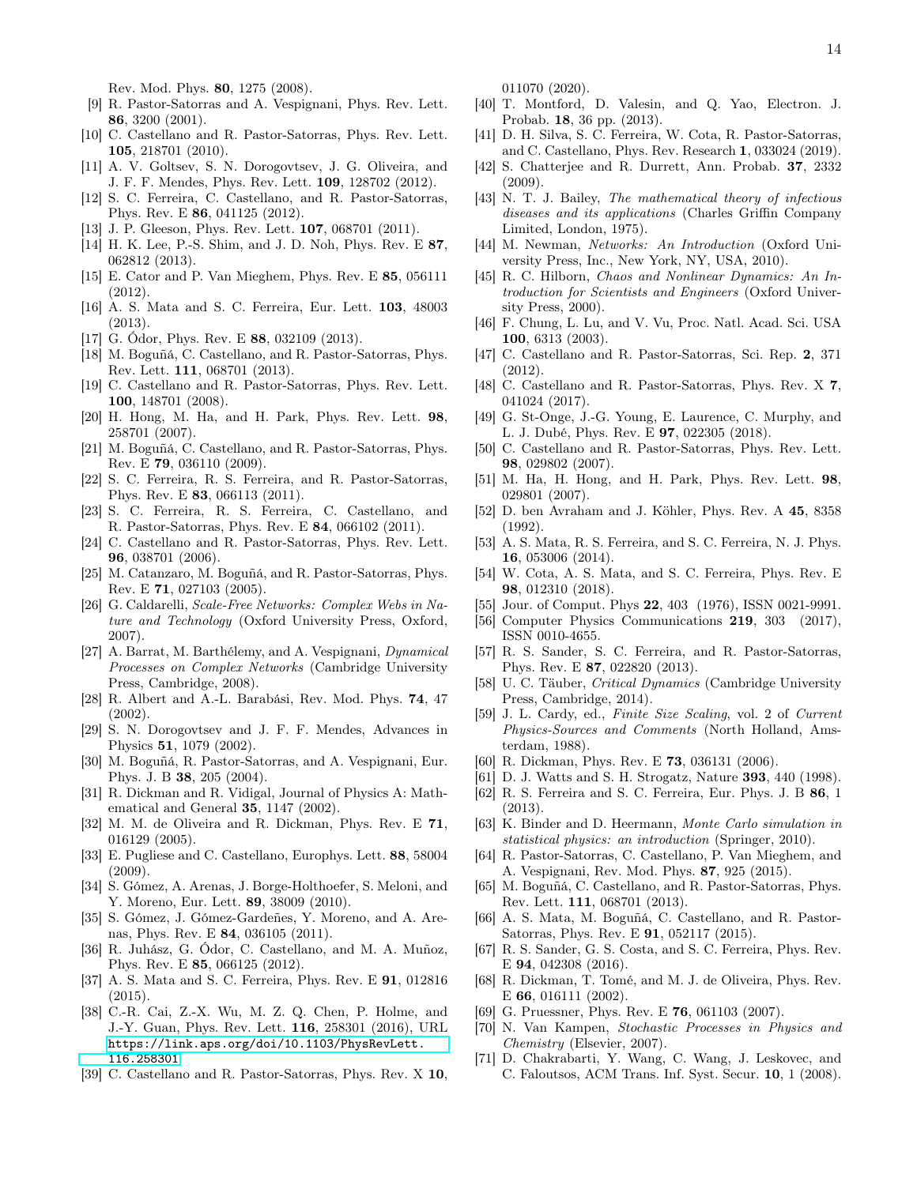Rev. Mod. Phys. **80**, 1275 (2008).

[9] R. Pastor-Satorras and A. Vespignani, Phys. Rev. Lett. **86**, 3200 (2001).

[10] C. Castellano and R. Pastor-Satorras, Phys. Rev. Lett. **105**, 218701 (2010).

[11] A. V. Goltsev, S. N. Dorogovtsev, J. G. Oliveira, and J. F. F. Mendes, Phys. Rev. Lett. **109**, 128702 (2012).

[12] S. C. Ferreira, C. Castellano, and R. Pastor-Satorras, Phys. Rev. E **86**, 041125 (2012).

[13] J. P. Gleeson, Phys. Rev. Lett. **107**, 068701 (2011).

[14] H. K. Lee, P.-S. Shim, and J. D. Noh, Phys. Rev. E **87**, 062812 (2013).

[15] E. Cator and P. Van Mieghem, Phys. Rev. E **85**, 056111 (2012).

[16] A. S. Mata and S. C. Ferreira, Eur. Lett. **103**, 48003 (2013).

[17] G. Ódor, Phys. Rev. E **88**, 032109 (2013).

[18] M. Boguñá, C. Castellano, and R. Pastor-Satorras, Phys. Rev. Lett. **111**, 068701 (2013).

[19] C. Castellano and R. Pastor-Satorras, Phys. Rev. Lett. **100**, 148701 (2008).

[20] H. Hong, M. Ha, and H. Park, Phys. Rev. Lett. **98**, 258701 (2007).

[21] M. Boguñá, C. Castellano, and R. Pastor-Satorras, Phys. Rev. E **79**, 036110 (2009).

[22] S. C. Ferreira, R. S. Ferreira, and R. Pastor-Satorras, Phys. Rev. E **83**, 066113 (2011).

[23] S. C. Ferreira, R. S. Ferreira, C. Castellano, and R. Pastor-Satorras, Phys. Rev. E **84**, 066102 (2011).

[24] C. Castellano and R. Pastor-Satorras, Phys. Rev. Lett. **96**, 038701 (2006).

[25] M. Catanzaro, M. Boguñá, and R. Pastor-Satorras, Phys. Rev. E **71**, 027103 (2005).

[26] G. Caldarelli, *Scale-Free Networks: Complex Webs in Nature and Technology* (Oxford University Press, Oxford, 2007).

[27] A. Barrat, M. Barthélemy, and A. Vespignani, *Dynamical Processes on Complex Networks* (Cambridge University Press, Cambridge, 2008).

[28] R. Albert and A.-L. Barabási, Rev. Mod. Phys. **74**, 47 (2002).

[29] S. N. Dorogovtsev and J. F. F. Mendes, Advances in Physics **51**, 1079 (2002).

[30] M. Boguñá, R. Pastor-Satorras, and A. Vespignani, Eur. Phys. J. B **38**, 205 (2004).

[31] R. Dickman and R. Vidigal, Journal of Physics A: Mathematical and General **35**, 1147 (2002).

[32] M. M. de Oliveira and R. Dickman, Phys. Rev. E **71**, 016129 (2005).

[33] E. Pugliese and C. Castellano, Europhys. Lett. **88**, 58004 (2009).

[34] S. Gómez, A. Arenas, J. Borge-Holthoefer, S. Meloni, and Y. Moreno, Eur. Lett. **89**, 38009 (2010).

[35] S. Gómez, J. Gómez-Gardeñes, Y. Moreno, and A. Arenas, Phys. Rev. E **84**, 036105 (2011).

[36] R. Juhász, G. Ódor, C. Castellano, and M. A. Muñoz, Phys. Rev. E **85**, 066125 (2012).

[37] A. S. Mata and S. C. Ferreira, Phys. Rev. E **91**, 012816 (2015).

[38] C.-R. Cai, Z.-X. Wu, M. Z. Q. Chen, P. Holme, and J.-Y. Guan, Phys. Rev. Lett. **116**, 258301 (2016), URL https://link.aps.org/doi/10.1103/PhysRevLett.116.258301.

[39] C. Castellano and R. Pastor-Satorras, Phys. Rev. X **10**, 011070 (2020).

[40] T. Montford, D. Valesin, and Q. Yao, Electron. J. Probab. **18**, 36 pp. (2013).

[41] D. H. Silva, S. C. Ferreira, W. Cota, R. Pastor-Satorras, and C. Castellano, Phys. Rev. Research **1**, 033024 (2019).

[42] S. Chatterjee and R. Durrett, Ann. Probab. **37**, 2332 (2009).

[43] N. T. J. Bailey, *The mathematical theory of infectious diseases and its applications* (Charles Griffin Company Limited, London, 1975).

[44] M. Newman, *Networks: An Introduction* (Oxford University Press, Inc., New York, NY, USA, 2010).

[45] R. C. Hilborn, *Chaos and Nonlinear Dynamics: An Introduction for Scientists and Engineers* (Oxford University Press, 2000).

[46] F. Chung, L. Lu, and V. Vu, Proc. Natl. Acad. Sci. USA **100**, 6313 (2003).

[47] C. Castellano and R. Pastor-Satorras, Sci. Rep. **2**, 371 (2012).

[48] C. Castellano and R. Pastor-Satorras, Phys. Rev. X **7**, 041024 (2017).

[49] G. St-Onge, J.-G. Young, E. Laurence, C. Murphy, and L. J. Dubé, Phys. Rev. E **97**, 022305 (2018).

[50] C. Castellano and R. Pastor-Satorras, Phys. Rev. Lett. **98**, 029802 (2007).

[51] M. Ha, H. Hong, and H. Park, Phys. Rev. Lett. **98**, 029801 (2007).

[52] D. ben Avraham and J. Köhler, Phys. Rev. A **45**, 8358 (1992).

[53] A. S. Mata, R. S. Ferreira, and S. C. Ferreira, N. J. Phys. **16**, 053006 (2014).

[54] W. Cota, A. S. Mata, and S. C. Ferreira, Phys. Rev. E **98**, 012310 (2018).

[55] Jour. of Comput. Phys **22**, 403 (1976), ISSN 0021-9991.

[56] Computer Physics Communications **219**, 303 (2017), ISSN 0010-4655.

[57] R. S. Sander, S. C. Ferreira, and R. Pastor-Satorras, Phys. Rev. E **87**, 022820 (2013).

[58] U. C. Täuber, *Critical Dynamics* (Cambridge University Press, Cambridge, 2014).

[59] J. L. Cardy, ed., *Finite Size Scaling*, vol. 2 of *Current Physics-Sources and Comments* (North Holland, Amsterdam, 1988).

[60] R. Dickman, Phys. Rev. E **73**, 036131 (2006).

[61] D. J. Watts and S. H. Strogatz, Nature **393**, 440 (1998).

[62] R. S. Ferreira and S. C. Ferreira, Eur. Phys. J. B **86**, 1 (2013).

[63] K. Binder and D. Heermann, *Monte Carlo simulation in statistical physics: an introduction* (Springer, 2010).

[64] R. Pastor-Satorras, C. Castellano, P. Van Mieghem, and A. Vespignani, Rev. Mod. Phys. **87**, 925 (2015).

[65] M. Boguñá, C. Castellano, and R. Pastor-Satorras, Phys. Rev. Lett. **111**, 068701 (2013).

[66] A. S. Mata, M. Boguñá, C. Castellano, and R. Pastor-Satorras, Phys. Rev. E **91**, 052117 (2015).

[67] R. S. Sander, G. S. Costa, and S. C. Ferreira, Phys. Rev. E **94**, 042308 (2016).

[68] R. Dickman, T. Tomé, and M. J. de Oliveira, Phys. Rev. E **66**, 016111 (2002).

[69] G. Pruessner, Phys. Rev. E **76**, 061103 (2007).

[70] N. Van Kampen, *Stochastic Processes in Physics and Chemistry* (Elsevier, 2007).

[71] D. Chakrabarti, Y. Wang, C. Wang, J. Leskovec, and C. Faloutsos, ACM Trans. Inf. Syst. Secur. **10**, 1 (2008).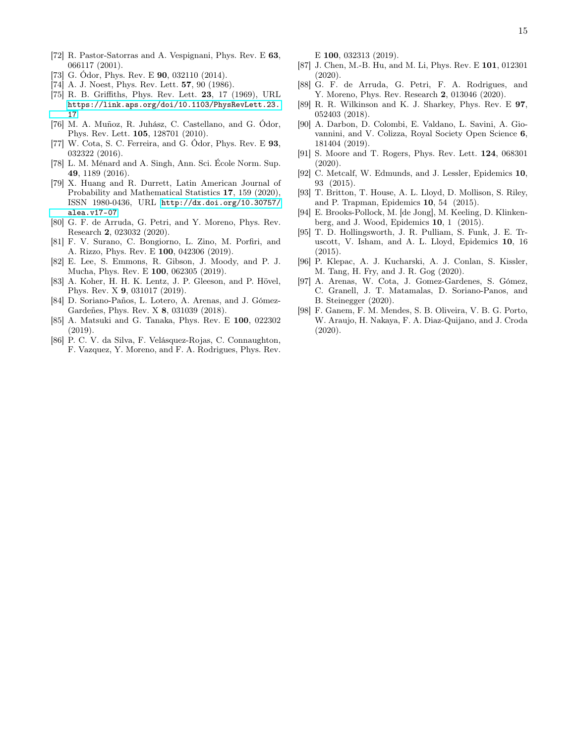[72] R. Pastor-Satorras and A. Vespignani, Phys. Rev. E **63**, 066117 (2001).

[73] G. Ódor, Phys. Rev. E **90**, 032110 (2014).

[74] A. J. Noest, Phys. Rev. Lett. **57**, 90 (1986).

[75] R. B. Griffiths, Phys. Rev. Lett. **23**, 17 (1969), URL https://link.aps.org/doi/10.1103/PhysRevLett.23.17.

[76] M. A. Muñoz, R. Juhász, C. Castellano, and G. Ódor, Phys. Rev. Lett. **105**, 128701 (2010).

[77] W. Cota, S. C. Ferreira, and G. Ódor, Phys. Rev. E **93**, 032322 (2016).

[78] L. M. Ménard and A. Singh, Ann. Sci. École Norm. Sup. **49**, 1189 (2016).

[79] X. Huang and R. Durrett, Latin American Journal of Probability and Mathematical Statistics **17**, 159 (2020), ISSN 1980-0436, URL http://dx.doi.org/10.30757/alea.v17-07.

[80] G. F. de Arruda, G. Petri, and Y. Moreno, Phys. Rev. Research **2**, 023032 (2020).

[81] F. V. Surano, C. Bongiorno, L. Zino, M. Porfiri, and A. Rizzo, Phys. Rev. E **100**, 042306 (2019).

[82] E. Lee, S. Emmons, R. Gibson, J. Moody, and P. J. Mucha, Phys. Rev. E **100**, 062305 (2019).

[83] A. Koher, H. H. K. Lentz, J. P. Gleeson, and P. Hövel, Phys. Rev. X **9**, 031017 (2019).

[84] D. Soriano-Paños, L. Lotero, A. Arenas, and J. Gómez-Gardeñes, Phys. Rev. X **8**, 031039 (2018).

[85] A. Matsuki and G. Tanaka, Phys. Rev. E **100**, 022302 (2019).

[86] P. C. V. da Silva, F. Velásquez-Rojas, C. Connaughton, F. Vazquez, Y. Moreno, and F. A. Rodrigues, Phys. Rev. E **100**, 032313 (2019).

[87] J. Chen, M.-B. Hu, and M. Li, Phys. Rev. E **101**, 012301 (2020).

[88] G. F. de Arruda, G. Petri, F. A. Rodrigues, and Y. Moreno, Phys. Rev. Research **2**, 013046 (2020).

[89] R. R. Wilkinson and K. J. Sharkey, Phys. Rev. E **97**, 052403 (2018).

[90] A. Darbon, D. Colombi, E. Valdano, L. Savini, A. Giovannini, and V. Colizza, Royal Society Open Science **6**, 181404 (2019).

[91] S. Moore and T. Rogers, Phys. Rev. Lett. **124**, 068301 (2020).

[92] C. Metcalf, W. Edmunds, and J. Lessler, Epidemics **10**, 93 (2015).

[93] T. Britton, T. House, A. L. Lloyd, D. Mollison, S. Riley, and P. Trapman, Epidemics **10**, 54 (2015).

[94] E. Brooks-Pollock, M. [de Jong], M. Keeling, D. Klinkenberg, and J. Wood, Epidemics **10**, 1 (2015).

[95] T. D. Hollingsworth, J. R. Pulliam, S. Funk, J. E. Truscott, V. Isham, and A. L. Lloyd, Epidemics **10**, 16 (2015).

[96] P. Klepac, A. J. Kucharski, A. J. Conlan, S. Kissler, M. Tang, H. Fry, and J. R. Gog (2020).

[97] A. Arenas, W. Cota, J. Gomez-Gardenes, S. Gómez, C. Granell, J. T. Matamalas, D. Soriano-Panos, and B. Steinegger (2020).

[98] F. Ganem, F. M. Mendes, S. B. Oliveira, V. B. G. Porto, W. Araujo, H. Nakaya, F. A. Diaz-Quijano, and J. Croda (2020).